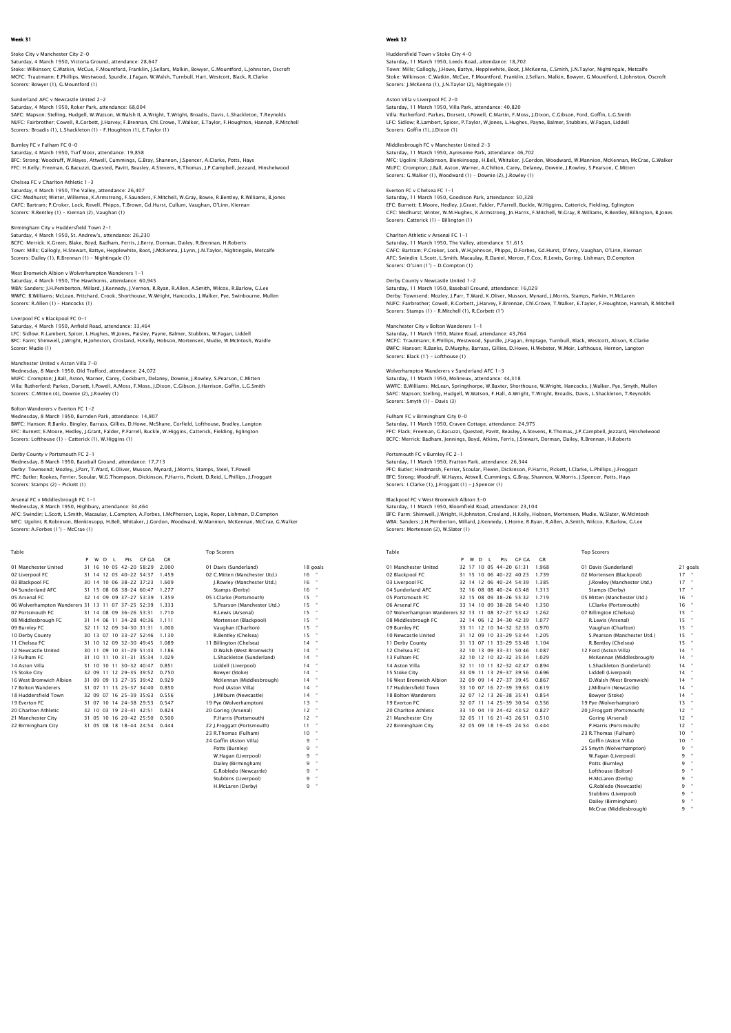## Week 31

Stoke City v Manchester City 2–0
Saturday, 4 March 1950, Victoria Ground, attendance: 28,647
Stoke: Wilkinson; C.Watkin, McCue, F.Mountford, Franklin, J.Sellars, Malkin, Bowyer, G.Mountford, L.Johnston, Oscroft
MCFC: Trautmann; E.Phillips, Westwood, Spurdle, J.Fagan, W.Walsh, Turnbull, Hart, Westcott, Black, R.Clarke
Scorers: Bowyer (1), G.Mountford (1)

Sunderland AFC v Newcastle United 2–2
Saturday, 4 March 1950, Roker Park, attendance: 68,004
SAFC: Mapson; Stelling, Hudgell, W.Watson, W.Walsh II, A.Wright, T.Wright, Broadis, Davis, L.Shackleton, T.Reynolds
NUFC: Fairbrother; Cowell, R.Corbett, J.Harvey, F.Brennan, Chl.Crowe, T.Walker, E.Taylor, F.Houghton, Hannah, R.Mitchell
Scorers: Broadis (1), L.Shackleton (1) – F.Houghton (1), E.Taylor (1)

Burnley FC v Fulham FC 0–0
Saturday, 4 March 1950, Turf Moor, attendance: 19,858
BFC: Strong; Woodruff, W.Hayes, Attwell, Cummings, G.Bray, Shannon, J.Spencer, A.Clarke, Potts, Hays
FFC: H.Kelly; Freeman, G.Bacuzzi, Quested, Pavitt, Beasley, A.Stevens, R.Thomas, J.P.Campbell, Jezzard, Hinshelwood

Chelsea FC v Charlton Athletic 1–3
Saturday, 4 March 1950, The Valley, attendance: 26,407
CFC: Medhurst; Winter, Willemse, K.Armstrong, F.Saunders, F.Mitchell, W.Gray, Bowie, R.Bentley, R.Williams, B.Jones
CAFC: Bartram; P.Croker, Lock, Revell, Phipps, T.Brown, Gd.Hurst, Cullum, Vaughan, O'Linn, Kiernan
Scorers: R.Bentley (1) – Kiernan (2), Vaughan (1)

Birmingham City v Huddersfield Town 2–1
Saturday, 4 March 1950, St. Andrew's, attendance: 26,230
BCFC: Merrick; K.Green, Blake, Boyd, Badham, Ferris, J.Berry, Dorman, Dailey, R.Brennan, H.Roberts
Town: Mills; Gallogly, H.Stewart, Battye, Hepplewhite, Boot, J.McKenna, J.Lynn, J.N.Taylor, Nightingale, Metcalfe
Scorers: Dailey (1), R.Brennan (1) – Nightingale (1)

West Bromwich Albion v Wolverhampton Wanderers 1–1
Saturday, 4 March 1950, The Hawthorns, attendance: 60,945
WBA: Sanders; J.H.Pemberton, Millard, J.Kennedy, J.Vernon, R.Ryan, R.Allen, A.Smith, Wilcox, R.Barlow, G.Lee
WWFC: B.Williams; McLean, Pritchard, Crook, Shorthouse, W.Wright, Hancocks, J.Walker, Pye, Swinbourne, Mullen
Scorers: R.Allen (1) – Hancocks (1)

Liverpool FC v Blackpool FC 0–1
Saturday, 4 March 1950, Anfield Road, attendance: 33,464
LFC: Sidlow; R.Lambert, Spicer, L.Hughes, W.Jones, Paisley, Payne, Balmer, Stubbins, W.Fagan, Liddell
BFC: Farm; Shimwell, J.Wright, H.Johnston, Crosland, H.Kelly, Hobson, Mortensen, Mudie, W.McIntosh, Wardle
Scorer: Mudie (1)

Manchester United v Aston Villa 7–0
Wednesday, 8 March 1950, Old Trafford, attendance: 24,072
MUFC: Crompton; J.Ball, Aston, Warner, Carey, Cockburn, Delaney, Downie, J.Rowley, S.Pearson, C.Mitten
Villa: Rutherford; Parkes, Dorsett, I.Powell, A.Moss, F.Moss, J.Dixon, C.Gibson, J.Harrison, Goffin, L.G.Smith
Scorers: C.Mitten (4), Downie (2), J.Rowley (1)

Bolton Wanderers v Everton FC 1–2
Wednesday, 8 March 1950, Burnden Park, attendance: 14,807
BWFC: Hanson; R.Banks, Bingley, Barrass, Gillies, D.Howe, McShane, Corfield, Lofthouse, Bradley, Langton
EFC: Burnett; E.Moore, Hedley, J.Grant, Falder, P.Farrell, Buckle, W.Higgins, Catterick, Fielding, Eglington
Scorers: Lofthouse (1) – Catterick (1), W.Higgins (1)

Derby County v Portsmouth FC 2–1
Wednesday, 8 March 1950, Baseball Ground, attendance: 17,713
Derby: Townsend; Mozley, J.Parr, T.Ward, K.Oliver, Musson, Mynard, J.Morris, Stamps, Steel, T.Powell
PFC: Butler; Rookes, Ferrier, Scoular, W.G.Thompson, Dickinson, P.Harris, Pickett, D.Reid, L.Phillips, J.Froggatt
Scorers: Stamps (2) – Pickett (1)

Arsenal FC v Middlesbrough FC 1–1
Wednesday, 8 March 1950, Highbury, attendance: 34,464
AFC: Swindin; L.Scott, L.Smith, Macaulay, L.Compton, A.Forbes, I.McPherson, Logie, Roper, Lishman, D.Compton
MFC: Ugolini; R.Robinson, Blenkinsopp, H.Bell, Whitaker, J.Gordon, Woodward, W.Mannion, McKennan, McCrae, G.Walker
Scorers: A.Forbes (1') – McCrae (1)

Table

| | P | W | D | L | Pts | GF GA | GR |
|---|---|---|---|---|---|---|---|
| 01 Manchester United | 31 | 16 | 10 | 05 | 42–20 | 58:29 | 2.000 |
| 02 Liverpool FC | 31 | 14 | 12 | 05 | 40–22 | 54:37 | 1.459 |
| 03 Blackpool FC | 30 | 14 | 10 | 06 | 38–22 | 37:23 | 1.609 |
| 04 Sunderland AFC | 31 | 15 | 08 | 08 | 38–24 | 60:47 | 1.277 |
| 05 Arsenal FC | 32 | 14 | 09 | 09 | 37–27 | 53:39 | 1.359 |
| 06 Wolverhampton Wanderers | 31 | 13 | 11 | 07 | 37–25 | 52:39 | 1.333 |
| 07 Portsmouth FC | 31 | 14 | 08 | 09 | 36–26 | 53:31 | 1.710 |
| 08 Middlesbrough FC | 31 | 14 | 06 | 11 | 34–28 | 40:36 | 1.111 |
| 09 Burnley FC | 32 | 11 | 12 | 09 | 34–30 | 31:31 | 1.000 |
| 10 Derby County | 30 | 13 | 07 | 10 | 33–27 | 52:46 | 1.130 |
| 11 Chelsea FC | 31 | 10 | 12 | 09 | 32–30 | 49:45 | 1.089 |
| 12 Newcastle United | 30 | 11 | 09 | 10 | 31–29 | 51:43 | 1.186 |
| 13 Fulham FC | 31 | 10 | 11 | 10 | 31–31 | 35:34 | 1.029 |
| 14 Aston Villa | 31 | 10 | 10 | 11 | 30–32 | 40:47 | 0.851 |
| 15 Stoke City | 32 | 09 | 11 | 12 | 29–35 | 39:52 | 0.750 |
| 16 West Bromwich Albion | 31 | 09 | 09 | 13 | 27–35 | 39:42 | 0.929 |
| 17 Bolton Wanderers | 31 | 07 | 11 | 13 | 25–37 | 34:40 | 0.850 |
| 18 Huddersfield Town | 32 | 09 | 07 | 16 | 25–39 | 35:63 | 0.556 |
| 19 Everton FC | 31 | 07 | 10 | 14 | 24–38 | 29:53 | 0.547 |
| 20 Charlton Athletic | 32 | 10 | 03 | 19 | 23–41 | 42:51 | 0.824 |
| 21 Manchester City | 31 | 05 | 10 | 16 | 20–42 | 25:50 | 0.500 |
| 22 Birmingham City | 31 | 05 | 08 | 18 | 18–44 | 24:54 | 0.444 |

Top Scorers

| | |
|---|---|
| 01 Davis (Sunderland) | 18 goals |
| 02 C.Mitten (Manchester Utd.) | 16 " |
| J.Rowley (Manchester Utd.) | 16 " |
| Stamps (Derby) | 16 " |
| 05 I.Clarke (Portsmouth) | 15 " |
| S.Pearson (Manchester Utd.) | 15 " |
| R.Lewis (Arsenal) | 15 " |
| Mortensen (Blackpool) | 15 " |
| Vaughan (Charlton) | 15 " |
| R.Bentley (Chelsea) | 15 " |
| 11 Billington (Chelsea) | 14 " |
| D.Walsh (West Bromwich) | 14 " |
| L.Shackleton (Sunderland) | 14 " |
| Liddell (Liverpool) | 14 " |
| Bowyer (Stoke) | 14 " |
| McKennan (Middlesbrough) | 14 " |
| Ford (Aston Villa) | 14 " |
| J.Milburn (Newcastle) | 14 " |
| 19 Pye (Wolverhampton) | 13 " |
| 20 Goring (Arsenal) | 12 " |
| P.Harris (Portsmouth) | 12 " |
| 22 J.Froggatt (Portsmouth) | 11 " |
| 23 R.Thomas (Fulham) | 10 " |
| 24 Goffin (Aston Villa) | 9 " |
| Potts (Burnley) | 9 " |
| W.Hagan (Liverpool) | 9 " |
| Dailey (Birmingham) | 9 " |
| G.Robledo (Newcastle) | 9 " |
| Stubbins (Liverpool) | 9 " |
| H.McLaren (Derby) | 9 " |

## Week 32

Huddersfield Town v Stoke City 4–0
Saturday, 11 March 1950, Leeds Road, attendance: 18,702
Town: Mills; Gallogly, J.Howe, Battye, Hepplewhite, Boot, J.McKenna, C.Smith, J.N.Taylor, Nightingale, Metcalfe
Stoke: Wilkinson; C.Watkin, McCue, F.Mountford, Franklin, J.Sellars, Malkin, Bowyer, G.Mountford, L.Johnston, Oscroft
Scorers: J.McKenna (1), J.N.Taylor (2), Nightingale (1)

Aston Villa v Liverpool FC 2–0
Saturday, 11 March 1950, Villa Park, attendance: 40,820
Villa: Rutherford; Parkes, Dorsett, I.Powell, C.Martin, F.Moss, J.Dixon, C.Gibson, Ford, Goffin, L.G.Smith
LFC: Sidlow; R.Lambert, Spicer, P.Taylor, W.Jones, L.Hughes, Payne, Balmer, Stubbins, W.Fagan, Liddell
Scorers: Goffin (1), J.Dixon (1)

Middlesbrough FC v Manchester United 2–3
Saturday, 11 March 1950, Ayresome Park, attendance: 46,702
MFC: Ugolini; R.Robinson, Blenkinsopp, H.Bell, Whitaker, J.Gordon, Woodward, W.Mannion, McKennan, McCrae, G.Walker
MUFC: Crompton; J.Ball, Aston, Warner, A.Chilton, Carey, Delaney, Downie, J.Rowley, S.Pearson, C.Mitten
Scorers: G.Walker (1), Woodward (1) – Downie (2), J.Rowley (1)

Everton FC v Chelsea FC 1–1
Saturday, 11 March 1950, Goodison Park, attendance: 50,328
EFC: Burnett; E.Moore, Hedley, J.Grant, Falder, P.Farrell, Buckle, W.Higgins, Catterick, Fielding, Eglington
CFC: Medhurst; Winter, W.M.Hughes, K.Armstrong, Jn.Harris, F.Mitchell, W.Gray, R.Williams, R.Bentley, Billington, B.Jones
Scorers: Catterick (1) – Billington (1)

Charlton Athletic v Arsenal FC 1–1
Saturday, 11 March 1950, The Valley, attendance: 51,615
CAFC: Bartram; P.Croker, Lock, W.H.Johnson, Phipps, D.Forbes, Gd.Hurst, D'Arcy, Vaughan, O'Linn, Kiernan
AFC: Swindin; L.Scott, L.Smith, Macaulay, R.Daniel, Mercer, F.Cox, R.Lewis, Goring, Lishman, D.Compton
Scorers: O'Linn (1') – D.Compton (1)

Derby County v Newcastle United 1–2
Saturday, 11 March 1950, Baseball Ground, attendance: 16,029
Derby: Townsend; Mozley, J.Parr, T.Ward, K.Oliver, Musson, Mynard, J.Morris, Stamps, Parkin, H.McLaren
NUFC: Fairbrother; Cowell, R.Corbett, J.Harvey, F.Brennan, Chl.Crowe, T.Walker, E.Taylor, F.Houghton, Hannah, R.Mitchell
Scorers: Stamps (1) – R.Mitchell (1), R.Corbett (1')

Manchester City v Bolton Wanderers 1–1
Saturday, 11 March 1950, Maine Road, attendance: 43,764
MCFC: Trautmann; E.Phillips, Westwood, Spurdle, J.Fagan, Emptage, Turnbull, Black, Westcott, Alison, R.Clarke
BWFC: Hanson; R.Banks, D.Murphy, Barrass, Gillies, D.Howe, H.Webster, W.Moir, Lofthouse, Hernon, Langton
Scorers: Black (1') – Lofthouse (1)

Wolverhampton Wanderers v Sunderland AFC 1–3
Saturday, 11 March 1950, Molineux, attendance: 44,318
WWFC: B.Williams; McLean, Springthorpe, W.Baxter, Shorthouse, W.Wright, Hancocks, J.Walker, Pye, Smyth, Mullen
SAFC: Mapson; Stelling, Hudgell, W.Watson, F.Hall, A.Wright, T.Wright, Broadis, Davis, L.Shackleton, T.Reynolds
Scorers: Smyth (1) – Davis (3)

Fulham FC v Birmingham City 0–0
Saturday, 11 March 1950, Craven Cottage, attendance: 24,975
FFC: Flack; Freeman, G.Bacuzzi, Quested, Pavitt, Beasley, A.Stevens, R.Thomas, J.P.Campbell, Jezzard, Hinshelwood
BCFC: Merrick; Badham, Jennings, Boyd, Atkins, Ferris, J.Stewart, Dorman, Dailey, R.Brennan, H.Roberts

Portsmouth FC v Burnley FC 2–1
Saturday, 11 March 1950, Fratton Park, attendance: 26,344
PFC: Butler; Hindmarsh, Ferrier, Scoular, Flewin, Dickinson, P.Harris, Pickett, I.Clarke, L.Phillips, J.Froggatt
BFC: Strong; Woodruff, W.Hayes, Attwell, Cummings, G.Bray, Shannon, W.Morris, J.Spencer, Potts, Hays
Scorers: I.Clarke (1), J.Froggatt (1) – J.Spencer (1)

Blackpool FC v West Bromwich Albion 3–0
Saturday, 11 March 1950, Bloomfield Road, attendance: 23,104
BFC: Farm; Shimwell, J.Wright, H.Johnston, Crosland, H.Kelly, Hobson, Mortensen, Mudie, W.Slater, W.McIntosh
WBA: Sanders; J.H.Pemberton, Millard, J.Kennedy, L.Horne, R.Ryan, R.Allen, A.Smith, Wilcox, R.Barlow, G.Lee
Scorers: Mortensen (2), W.Slater (1)

Table

| | P | W | D | L | Pts | GF GA | GR |
|---|---|---|---|---|---|---|---|
| 01 Manchester United | 32 | 17 | 10 | 05 | 44–20 | 61:31 | 1.968 |
| 02 Blackpool FC | 31 | 15 | 10 | 06 | 40–22 | 40:23 | 1.739 |
| 03 Liverpool FC | 32 | 14 | 12 | 06 | 40–24 | 54:39 | 1.385 |
| 04 Sunderland AFC | 32 | 16 | 08 | 08 | 40–24 | 63:48 | 1.313 |
| 05 Portsmouth FC | 32 | 15 | 08 | 09 | 38–26 | 55:32 | 1.719 |
| 06 Arsenal FC | 33 | 14 | 10 | 09 | 38–28 | 54:40 | 1.350 |
| 07 Wolverhampton Wanderers | 32 | 13 | 11 | 08 | 37–27 | 53:42 | 1.262 |
| 08 Middlesbrough FC | 32 | 14 | 06 | 12 | 34–30 | 42:39 | 1.077 |
| 09 Burnley FC | 33 | 11 | 12 | 10 | 34–32 | 32:33 | 0.970 |
| 10 Newcastle United | 31 | 12 | 09 | 10 | 33–29 | 53:44 | 1.205 |
| 11 Derby County | 31 | 13 | 07 | 11 | 33–29 | 53:48 | 1.104 |
| 12 Chelsea FC | 32 | 10 | 13 | 09 | 33–31 | 50:46 | 1.087 |
| 13 Fulham FC | 32 | 10 | 12 | 10 | 32–32 | 35:34 | 1.029 |
| 14 Aston Villa | 32 | 11 | 10 | 11 | 32–32 | 42:47 | 0.894 |
| 15 Stoke City | 33 | 09 | 11 | 13 | 29–37 | 39:56 | 0.696 |
| 16 West Bromwich Albion | 32 | 09 | 09 | 14 | 27–37 | 39:45 | 0.867 |
| 17 Huddersfield Town | 33 | 10 | 07 | 16 | 27–39 | 39:63 | 0.619 |
| 18 Bolton Wanderers | 32 | 07 | 12 | 13 | 26–38 | 35:41 | 0.854 |
| 19 Everton FC | 32 | 07 | 11 | 14 | 25–39 | 30:54 | 0.556 |
| 20 Charlton Athletic | 33 | 10 | 04 | 19 | 24–42 | 43:52 | 0.827 |
| 21 Manchester City | 32 | 05 | 11 | 16 | 21–43 | 26:51 | 0.510 |
| 22 Birmingham City | 32 | 05 | 09 | 18 | 19–45 | 24:54 | 0.444 |

Top Scorers

| | |
|---|---|
| 01 Davis (Sunderland) | 21 goals |
| 02 Mortensen (Blackpool) | 17 " |
| J.Rowley (Manchester Utd.) | 17 " |
| Stamps (Derby) | 17 " |
| 05 Mitten (Manchester Utd.) | 16 " |
| I.Clarke (Portsmouth) | 16 " |
| 07 Billington (Chelsea) | 15 " |
| R.Lewis (Arsenal) | 15 " |
| Vaughan (Charlton) | 15 " |
| S.Pearson (Manchester Utd.) | 15 " |
| R.Bentley (Chelsea) | 15 " |
| 12 Ford (Aston Villa) | 14 " |
| McKennan (Middlesbrough) | 14 " |
| L.Shackleton (Sunderland) | 14 " |
| Liddell (Liverpool) | 14 " |
| D.Walsh (West Bromwich) | 14 " |
| J.Milburn (Newcastle) | 14 " |
| Bowyer (Stoke) | 14 " |
| 19 Pye (Wolverhampton) | 13 " |
| 20 J.Froggatt (Portsmouth) | 12 " |
| Goring (Arsenal) | 12 " |
| P.Harris (Portsmouth) | 12 " |
| 23 R.Thomas (Fulham) | 10 " |
| Goffin (Aston Villa) | 10 " |
| 25 Smyth (Wolverhampton) | 9 " |
| W.Fagan (Liverpool) | 9 " |
| Potts (Burnley) | 9 " |
| Lofthouse (Bolton) | 9 " |
| H.McLaren (Derby) | 9 " |
| G.Robledo (Newcastle) | 9 " |
| Stubbins (Liverpool) | 9 " |
| Dailey (Birmingham) | 9 " |
| McCrae (Middlesbrough) | 9 " |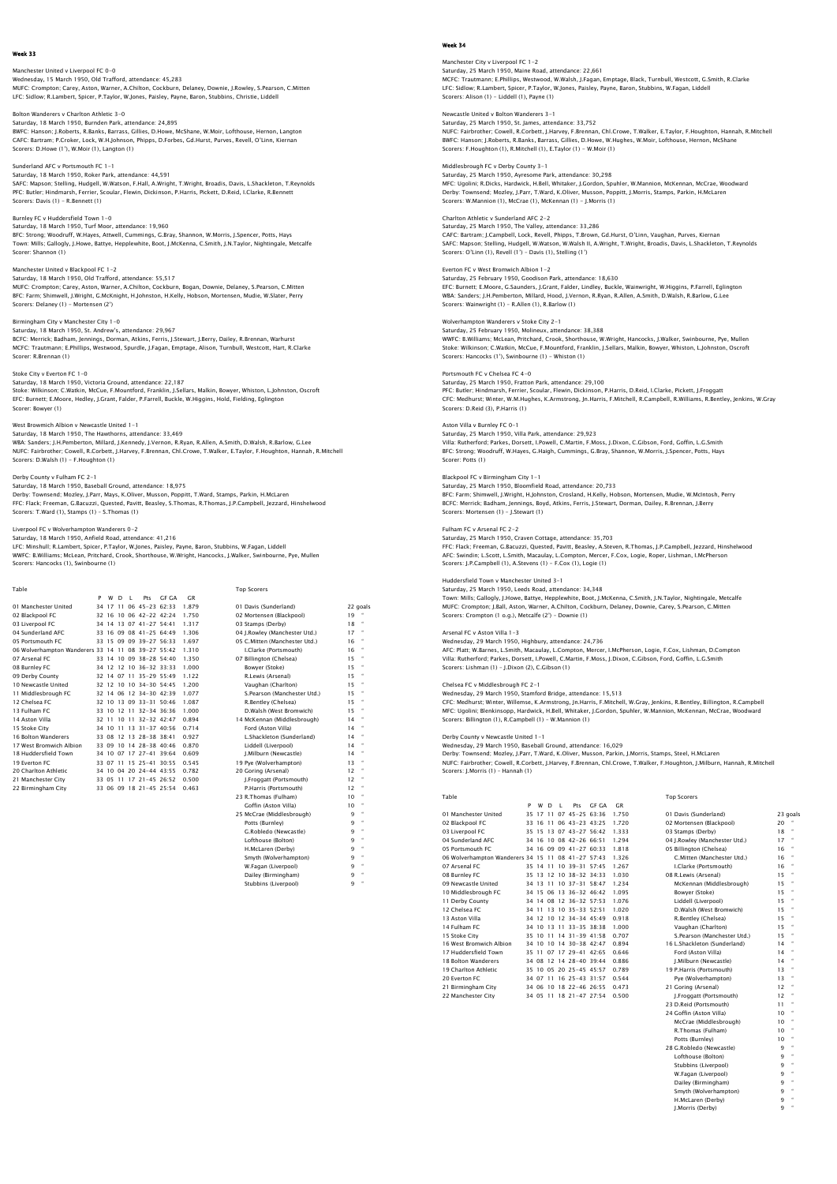## Week 33

Manchester United v Liverpool FC 0-0
Wednesday, 15 March 1950, Old Trafford, attendance: 45,283
MUFC: Crompton; Carey, Aston, Warner, A.Chilton, Cockburn, Delaney, Downie, J.Rowley, S.Pearson, C.Mitten
LFC: Sidlow; R.Lambert, Spicer, P.Taylor, W.Jones, Paisley, Payne, Baron, Stubbins, Christie, Liddell

Bolton Wanderers v Charlton Athletic 3-0
Saturday, 18 March 1950, Burnden Park, attendance: 24,895
BWFC: Hanson; J.Roberts, R.Banks, Barrass, Gillies, D.Howe, McShane, W.Moir, Lofthouse, Hernon, Langton
CAFC: Bartram; P.Croker, Lock, W.H.Johnson, Phipps, D.Forbes, Gd.Hurst, Purves, Revell, O'Linn, Kiernan
Scorers: D.Howe (1'), W.Moir (1), Langton (1)

Sunderland AFC v Portsmouth FC 1-1
Saturday, 18 March 1950, Roker Park, attendance: 44,591
SAFC: Mapson; Stelling, Hudgell, W.Watson, F.Hall, A.Wright, T.Wright, Broadis, Davis, L.Shackleton, T.Reynolds
PFC: Butler; Hindmarsh, Ferrier, Scoular, Flewin, Dickinson, P.Harris, Pickett, D.Reid, I.Clarke, R.Bennett
Scorers: Davis (1) – R.Bennett (1)

Burnley FC v Huddersfield Town 1-0
Saturday, 18 March 1950, Turf Moor, attendance: 19,960
BFC: Strong; Woodruff, W.Hayes, Attwell, Cummings, G.Bray, Shannon, W.Morris, J.Spencer, Potts, Hays
Town: Mills; Gallogly, J.Howe, Battye, Hepplewhite, Boot, J.McKenna, C.Smith, J.N.Taylor, Nightingale, Metcalfe
Scorer: Shannon (1)

Manchester United v Blackpool FC 1-2
Saturday, 18 March 1950, Old Trafford, attendance: 55,517
MUFC: Crompton; Carey, Aston, Warner, A.Chilton, Cockburn, Bogan, Downie, Delaney, S.Pearson, C.Mitten
BFC: Farm; Shimwell, J.Wright, G.McKnight, H.Johnston, H.Kelly, Hobson, Mortensen, Mudie, W.Slater, Perry
Scorers: Delaney (1) – Mortensen (2')

Birmingham City v Manchester City 1-0
Saturday, 18 March 1950, St. Andrew's, attendance: 29,967
BCFC: Merrick; Badham, Jennings, Dorman, Atkins, Ferris, J.Stewart, J.Berry, Dailey, R.Brennan, Warhurst
MCFC: Trautmann; E.Phillips, Westwood, Spurdle, J.Fagan, Emptage, Alison, Turnbull, Westcott, Hart, R.Clarke
Scorer: R.Brennan (1)

Stoke City v Everton FC 1-0
Saturday, 18 March 1950, Victoria Ground, attendance: 22,187
Stoke: Wilkinson; C.Watkin, McCue, F.Mountford, Franklin, J.Sellars, Malkin, Bowyer, Whiston, L.Johnston, Oscroft
EFC: Burnett; E.Moore, Hedley, J.Grant, Falder, P.Farrell, Buckle, W.Higgins, Hold, Fielding, Eglington
Scorer: Bowyer (1)

West Bromwich Albion v Newcastle United 1-1
Saturday, 18 March 1950, The Hawthorns, attendance: 33,469
WBA: Sanders; J.H.Pemberton, Millard, J.Kennedy, J.Vernon, R.Ryan, R.Allen, A.Smith, D.Walsh, R.Barlow, G.Lee
NUFC: Fairbrother; Cowell, R.Corbett, J.Harvey, F.Brennan, Chl.Crowe, T.Walker, E.Taylor, F.Houghton, Hannah, R.Mitchell
Scorers: D.Walsh (1) – F.Houghton (1)

Derby County v Fulham FC 2-1
Saturday, 18 March 1950, Baseball Ground, attendance: 18,975
Derby: Townsend; Mozley, J.Parr, Mays, K.Oliver, Musson, Poppitt, T.Ward, Stamps, Parkin, H.McLaren
FFC: Flack; Freeman, G.Bacuzzi, Quested, Pavitt, Beasley, S.Thomas, R.Thomas, J.P.Campbell, Jezzard, Hinshelwood
Scorers: T.Ward (1), Stamps (1) – S.Thomas (1)

Liverpool FC v Wolverhampton Wanderers 0-2
Saturday, 18 March 1950, Anfield Road, attendance: 41,216
LFC: Minshull; R.Lambert, Spicer, P.Taylor, W.Jones, Paisley, Payne, Baron, Stubbins, W.Fagan, Liddell
WWFC: B.Williams; McLean, Pritchard, Crook, Shorthouse, W.Wright, Hancocks, J.Walker, Swinbourne, Pye, Mullen
Scorers: Hancocks (1), Swinbourne (1)

Table

| | P | W | D | L | Pts | GF GA | GR |
|---|---|---|---|---|---|---|---|
| 01 Manchester United | 34 | 17 | 11 | 06 | 45-23 | 62:33 | 1.879 |
| 02 Blackpool FC | 32 | 16 | 10 | 06 | 42-22 | 42:24 | 1.750 |
| 03 Liverpool FC | 34 | 14 | 13 | 07 | 41-27 | 54:41 | 1.317 |
| 04 Sunderland AFC | 33 | 16 | 09 | 08 | 41-25 | 64:49 | 1.306 |
| 05 Portsmouth FC | 33 | 15 | 09 | 09 | 39-27 | 56:33 | 1.697 |
| 06 Wolverhampton Wanderers | 33 | 14 | 11 | 08 | 39-27 | 55:42 | 1.310 |
| 07 Arsenal FC | 33 | 14 | 10 | 09 | 38-28 | 54:40 | 1.350 |
| 08 Burnley FC | 34 | 12 | 12 | 10 | 36-32 | 33:33 | 1.000 |
| 09 Derby County | 32 | 14 | 07 | 11 | 35-29 | 55:49 | 1.122 |
| 10 Newcastle United | 32 | 12 | 10 | 10 | 34-30 | 54:45 | 1.200 |
| 11 Middlesbrough FC | 32 | 14 | 06 | 12 | 34-30 | 42:39 | 1.077 |
| 12 Chelsea FC | 32 | 10 | 13 | 09 | 33-31 | 50:46 | 1.087 |
| 13 Fulham FC | 33 | 10 | 12 | 11 | 32-34 | 36:36 | 1.000 |
| 14 Aston Villa | 32 | 11 | 10 | 11 | 32-32 | 42:47 | 0.894 |
| 15 Stoke City | 34 | 10 | 11 | 13 | 31-37 | 40:56 | 0.714 |
| 16 Bolton Wanderers | 33 | 08 | 12 | 13 | 28-38 | 38:41 | 0.927 |
| 17 West Bromwich Albion | 33 | 09 | 10 | 14 | 28-38 | 40:46 | 0.870 |
| 18 Huddersfield Town | 34 | 10 | 07 | 17 | 27-41 | 39:64 | 0.609 |
| 19 Everton FC | 33 | 07 | 11 | 15 | 25-41 | 30:55 | 0.545 |
| 20 Charlton Athletic | 34 | 10 | 04 | 20 | 24-44 | 43:55 | 0.782 |
| 21 Manchester City | 33 | 05 | 11 | 17 | 21-45 | 26:52 | 0.500 |
| 22 Birmingham City | 33 | 06 | 09 | 18 | 21-45 | 25:54 | 0.463 |

Top Scorers

| | |
|---|---|
| 01 Davis (Sunderland) | 22 goals |
| 02 Mortensen (Blackpool) | 19 " |
| 03 Stamps (Derby) | 18 " |
| 04 J.Rowley (Manchester Utd.) | 17 " |
| 05 C.Mitten (Manchester Utd.) | 16 " |
| I.Clarke (Portsmouth) | 16 " |
| 07 Billington (Chelsea) | 15 " |
| Bowyer (Stoke) | 15 " |
| R.Lewis (Arsenal) | 15 " |
| Vaughan (Charlton) | 15 " |
| S.Pearson (Manchester Utd.) | 15 " |
| R.Bentley (Chelsea) | 15 " |
| D.Walsh (West Bromwich) | 15 " |
| 14 McKennan (Middlesbrough) | 14 " |
| Ford (Aston Villa) | 14 " |
| L.Shackleton (Sunderland) | 14 " |
| Liddell (Liverpool) | 14 " |
| J.Milburn (Newcastle) | 14 " |
| 19 Pye (Wolverhampton) | 13 " |
| 20 Goring (Arsenal) | 12 " |
| J.Froggatt (Portsmouth) | 12 " |
| P.Harris (Portsmouth) | 12 " |
| 23 R.Thomas (Fulham) | 10 " |
| Goffin (Aston Villa) | 10 " |
| 25 McCrae (Middlesbrough) | 9 " |
| Potts (Burnley) | 9 " |
| G.Robledo (Newcastle) | 9 " |
| Lofthouse (Bolton) | 9 " |
| H.McLaren (Derby) | 9 " |
| Smyth (Wolverhampton) | 9 " |
| W.Fagan (Liverpool) | 9 " |
| Dailey (Birmingham) | 9 " |
| Stubbins (Liverpool) | 9 " |

## Week 34

Manchester City v Liverpool FC 1-2
Saturday, 25 March 1950, Maine Road, attendance: 22,661
MCFC: Trautmann; E.Phillips, Westwood, W.Walsh, J.Fagan, Emptage, Black, Turnbull, Westcott, G.Smith, R.Clarke
LFC: Sidlow; R.Lambert, Spicer, P.Taylor, W.Jones, Paisley, Payne, Baron, Stubbins, W.Fagan, Liddell
Scorers: Alison (1) – Liddell (1), Payne (1)

Newcastle United v Bolton Wanderers 3-1
Saturday, 25 March 1950, St. James, attendance: 33,752
NUFC: Fairbrother; Cowell, R.Corbett, J.Harvey, F.Brennan, Chl.Crowe, T.Walker, E.Taylor, F.Houghton, Hannah, R.Mitchell
BWFC: Hanson; J.Roberts, R.Banks, Barrass, Gillies, D.Howe, W.Hughes, W.Moir, Lofthouse, Hernon, McShane
Scorers: F.Houghton (1), R.Mitchell (1), E.Taylor (1) – W.Moir (1)

Middlesbrough FC v Derby County 3-1
Saturday, 25 March 1950, Ayresome Park, attendance: 30,298
MFC: Ugolini; R.Dicks, Hardwick, H.Bell, Whitaker, J.Gordon, Spuhler, W.Mannion, McKennan, McCrae, Woodward
Derby: Townsend; Mozley, J.Parr, T.Ward, K.Oliver, Musson, Poppitt, J.Morris, Stamps, Parkin, H.McLaren
Scorers: W.Mannion (1), McCrae (1), McKennan (1) – J.Morris (1)

Charlton Athletic v Sunderland AFC 2-2
Saturday, 25 March 1950, The Valley, attendance: 33,286
CAFC: Bartram; J.Campbell, Lock, Revell, Phipps, T.Brown, Gd.Hurst, O'Linn, Vaughan, Purves, Kiernan
SAFC: Mapson; Stelling, Hudgell, W.Watson, W.Walsh II, A.Wright, T.Wright, Broadis, Davis, L.Shackleton, T.Reynolds
Scorers: O'Linn (1), Revell (1') – Davis (1), Stelling (1')

Everton FC v West Bromwich Albion 1-2
Saturday, 25 February 1950, Goodison Park, attendance: 18,630
EFC: Burnett; E.Moore, G.Saunders, J.Grant, Falder, Lindley, Buckle, Wainwright, W.Higgins, P.Farrell, Eglington
WBA: Sanders; J.H.Pemberton, Millard, Hood, J.Vernon, R.Ryan, R.Allen, A.Smith, D.Walsh, R.Barlow, G.Lee
Scorers: Wainwright (1) – R.Allen (1), R.Barlow (1)

Wolverhampton Wanderers v Stoke City 2-1
Saturday, 25 February 1950, Molineux, attendance: 38,388
WWFC: B.Williams; McLean, Pritchard, Crook, Shorthouse, W.Wright, Hancocks, J.Walker, Swinbourne, Pye, Mullen
Stoke: Wilkinson; C.Watkin, McCue, F.Mountford, Franklin, J.Sellars, Malkin, Bowyer, Whiston, L.Johnston, Oscroft
Scorers: Hancocks (1'), Swinbourne (1) – Whiston (1)

Portsmouth FC v Chelsea FC 4-0
Saturday, 25 March 1950, Fratton Park, attendance: 29,100
PFC: Butler; Hindmarsh, Ferrier, Scoular, Flewin, Dickinson, P.Harris, D.Reid, I.Clarke, Pickett, J.Froggatt
CFC: Medhurst; Winter, W.M.Hughes, K.Armstrong, Jn.Harris, F.Mitchell, R.Campbell, R.Williams, R.Bentley, Jenkins, W.Gray
Scorers: D.Reid (3), P.Harris (1)

Aston Villa v Burnley FC 0-1
Saturday, 25 March 1950, Villa Park, attendance: 29,923
Villa: Rutherford; Parkes, Dorsett, I.Powell, C.Martin, F.Moss, J.Dixon, C.Gibson, Ford, Goffin, L.G.Smith
BFC: Strong; Woodruff, W.Hayes, C.Haigh, Cummings, G.Bray, Shannon, W.Morris, J.Spencer, Potts, Hays
Scorer: Potts (1)

Blackpool FC v Birmingham City 1-1
Saturday, 25 March 1950, Bloomfield Road, attendance: 20,733
BFC: Farm; Shimwell, J.Wright, H.Johnston, Crosland, H.Kelly, Hobson, Mortensen, Mudie, W.McIntosh, Perry
BCFC: Merrick; Badham, Jennings, Boyd, Atkins, Ferris, J.Stewart, Dorman, Dailey, R.Brennan, J.Berry
Scorers: Mortensen (1) – J.Stewart (1)

Fulham FC v Arsenal FC 2-2
Saturday, 25 March 1950, Craven Cottage, attendance: 35,703
FFC: Flack; Freeman, G.Bacuzzi, Quested, Pavitt, Beasley, A.Steven, R.Thomas, J.P.Campbell, Jezzard, Hinshelwood
AFC: Swindin; L.Scott, L.Smith, Macaulay, L.Compton, Mercer, F.Cox, Logie, Roper, Lishman, I.McPherson
Scorers: J.P.Campbell (1), A.Stevens (1) – F.Cox (1), Logie (1)

Huddersfield Town v Manchester United 3-1
Saturday, 25 March 1950, Leeds Road, attendance: 34,348
Town: Mills; Gallogly, J.Howe, Battye, Hepplewhite, Boot, J.McKenna, C.Smith, J.N.Taylor, Nightingale, Metcalfe
MUFC: Crompton; J.Ball, Aston, Warner, A.Chilton, Cockburn, Delaney, Downie, Carey, S.Pearson, C.Mitten
Scorers: Crompton (1 o.g.), Metcalfe (2') – Downie (1)

Arsenal FC v Aston Villa 1-3
Wednesday, 29 March 1950, Highbury, attendance: 24,736
AFC: Platt; W.Barnes, L.Smith, Macaulay, L.Compton, Mercer, I.McPherson, Logie, F.Cox, Lishman, D.Compton
Villa: Rutherford; Parkes, Dorsett, I.Powell, C.Martin, F.Moss, J.Dixon, C.Gibson, Ford, Goffin, L.G.Smith
Scorers: Lishman (1) – J.Dixon (2), C.Gibson (1)

Chelsea FC v Middlesbrough FC 2-1
Wednesday, 29 March 1950, Stamford Bridge, attendance: 15,513
CFC: Medhurst; Winter, Willemse, K.Armstrong, Jn.Harris, F.Mitchell, W.Gray, Jenkins, R.Bentley, Billington, R.Campbell
MFC: Ugolini; Blenkinsopp, Hardwick, H.Bell, Whitaker, J.Gordon, Spuhler, W.Mannion, McKennan, McCrae, Woodward
Scorers: Billington (1), R.Campbell (1) – W.Mannion (1)

Derby County v Newcastle United 1-1
Wednesday, 29 March 1950, Baseball Ground, attendance: 16,029
Derby: Townsend; Mozley, J.Parr, T.Ward, K.Oliver, Musson, Parkin, J.Morris, Stamps, Steel, H.McLaren
NUFC: Fairbrother; Cowell, R.Corbett, J.Harvey, F.Brennan, Chl.Crowe, T.Walker, F.Houghton, J.Milburn, Hannah, R.Mitchell
Scorers: J.Morris (1) – Hannah (1)

Table

| | P | W | D | L | Pts | GF GA | GR |
|---|---|---|---|---|---|---|---|
| 01 Manchester United | 35 | 17 | 11 | 07 | 45-25 | 63:36 | 1.750 |
| 02 Blackpool FC | 33 | 16 | 11 | 06 | 43-23 | 43:25 | 1.720 |
| 03 Liverpool FC | 35 | 15 | 13 | 07 | 43-27 | 56:42 | 1.333 |
| 04 Sunderland AFC | 34 | 16 | 10 | 08 | 42-26 | 66:51 | 1.294 |
| 05 Portsmouth FC | 34 | 16 | 09 | 09 | 41-27 | 60:33 | 1.818 |
| 06 Wolverhampton Wanderers | 34 | 15 | 11 | 08 | 41-27 | 57:43 | 1.326 |
| 07 Arsenal FC | 35 | 14 | 11 | 10 | 39-31 | 57:45 | 1.267 |
| 08 Burnley FC | 35 | 13 | 12 | 10 | 38-32 | 34:33 | 1.030 |
| 09 Newcastle United | 34 | 13 | 11 | 10 | 37-31 | 58:47 | 1.234 |
| 10 Middlesbrough FC | 34 | 15 | 06 | 13 | 36-32 | 46:42 | 1.095 |
| 11 Derby County | 34 | 14 | 08 | 12 | 36-32 | 57:53 | 1.076 |
| 12 Chelsea FC | 34 | 11 | 13 | 10 | 35-33 | 52:51 | 1.020 |
| 13 Aston Villa | 34 | 12 | 10 | 12 | 34-34 | 45:49 | 0.918 |
| 14 Fulham FC | 34 | 10 | 13 | 11 | 33-35 | 38:38 | 1.000 |
| 15 Stoke City | 35 | 10 | 11 | 14 | 31-39 | 41:58 | 0.707 |
| 16 West Bromwich Albion | 34 | 10 | 10 | 14 | 30-38 | 42:47 | 0.894 |
| 17 Huddersfield Town | 35 | 11 | 07 | 17 | 29-41 | 42:65 | 0.646 |
| 18 Bolton Wanderers | 34 | 08 | 12 | 14 | 28-40 | 39:44 | 0.886 |
| 19 Charlton Athletic | 35 | 10 | 05 | 20 | 25-45 | 45:57 | 0.789 |
| 20 Everton FC | 34 | 07 | 11 | 16 | 25-43 | 31:57 | 0.544 |
| 21 Birmingham City | 34 | 06 | 10 | 18 | 22-46 | 26:55 | 0.473 |
| 22 Manchester City | 34 | 05 | 11 | 18 | 21-47 | 27:54 | 0.500 |

Top Scorers

| | |
|---|---|
| 01 Davis (Sunderland) | 23 goals |
| 02 Mortensen (Blackpool) | 20 " |
| 03 Stamps (Derby) | 18 " |
| 04 J.Rowley (Manchester Utd.) | 17 " |
| 05 Billington (Chelsea) | 16 " |
| C.Mitten (Manchester Utd.) | 16 " |
| I.Clarke (Portsmouth) | 16 " |
| 08 R.Lewis (Arsenal) | 15 " |
| McKennan (Middlesbrough) | 15 " |
| Bowyer (Stoke) | 15 " |
| Liddell (Liverpool) | 15 " |
| D.Walsh (West Bromwich) | 15 " |
| R.Bentley (Chelsea) | 15 " |
| Vaughan (Charlton) | 15 " |
| S.Pearson (Manchester Utd.) | 15 " |
| 16 L.Shackleton (Sunderland) | 14 " |
| Ford (Aston Villa) | 14 " |
| J.Milburn (Newcastle) | 14 " |
| 19 P.Harris (Portsmouth) | 13 " |
| Pye (Wolverhampton) | 13 " |
| 21 Goring (Arsenal) | 12 " |
| J.Froggatt (Portsmouth) | 12 " |
| 23 D.Reid (Portsmouth) | 11 " |
| 24 Goffin (Aston Villa) | 10 " |
| McCrae (Middlesbrough) | 10 " |
| R.Thomas (Fulham) | 10 " |
| Potts (Burnley) | 10 " |
| 28 G.Robledo (Newcastle) | 9 " |
| Lofthouse (Bolton) | 9 " |
| Stubbins (Liverpool) | 9 " |
| W.Fagan (Liverpool) | 9 " |
| Dailey (Birmingham) | 9 " |
| Smyth (Wolverhampton) | 9 " |
| H.McLaren (Derby) | 9 " |
| J.Morris (Derby) | 9 " |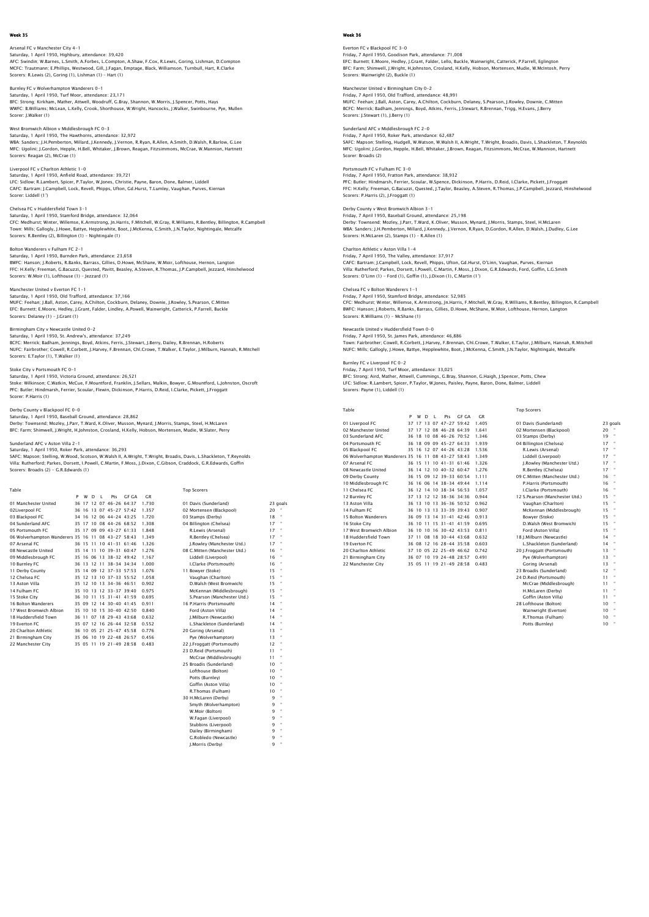## Week 35

Arsenal FC v Manchester City 4-1
Saturday, 1 April 1950, Highbury, attendance: 39,420
AFC: Swindin; W.Barnes, L.Smith, A.Forbes, L.Compton, A.Shaw, F.Cox, R.Lewis, Goring, Lishman, D.Compton
MCFC: Trautmann; E.Phillips, Westwood, Gill, J.Fagan, Emptage, Black, Williamson, Turnbull, Hart, R.Clarke
Scorers: R.Lewis (2), Goring (1), Lishman (1) - Hart (1)

Burnley FC v Wolverhampton Wanderers 0-1
Saturday, 1 April 1950, Turf Moor, attendance: 23,171
BFC: Strong; Kirkham, Mather, Attwell, Woodruff, G.Bray, Shannon, W.Morris, J.Spencer, Potts, Hays
WWFC: B.Williams; McLean, L.Kelly, Crook, Shorthouse, W.Wright, Hancocks, J.Walker, Swinbourne, Pye, Mullen
Scorer: J.Walker (1)

West Bromwich Albion v Middlesbrough FC 0-3
Saturday, 1 April 1950, The Hawthorns, attendance: 32,972
WBA: Sanders; J.H.Pemberton, Millard, J.Kennedy, J.Vernon, R.Ryan, R.Allen, A.Smith, D.Walsh, R.Barlow, G.Lee
MFC: Ugolini; J.Gordon, Hepple, H.Bell, Whitaker, J.Brown, Reagan, Fitzsimmons, McCrae, W.Mannion, Hartnett
Scorers: Reagan (2), McCrae (1)

Liverpool FC v Charlton Athletic 1-0
Saturday, 1 April 1950, Anfield Road, attendance: 39,721
LFC: Sidlow; R.Lambert, Spicer, P.Taylor, W.Jones, Christie, Payne, Baron, Done, Balmer, Liddell
CAFC: Bartram; J.Campbell, Lock, Revell, Phipps, Ufton, Gd.Hurst, T.Lumley, Vaughan, Purves, Kiernan
Scorer: Liddell (1')

Chelsea FC v Huddersfield Town 3-1
Saturday, 1 April 1950, Stamford Bridge, attendance: 32,064
CFC: Medhurst; Winter, Willemse, K.Armstrong, Jn.Harris, F.Mitchell, W.Gray, R.Williams, R.Bentley, Billington, R.Campbell
Town: Mills; Gallogly, J.Howe, Battye, Hepplewhite, Boot, J.McKenna, C.Smith, J.N.Taylor, Nightingale, Metcalfe
Scorers: R.Bentley (2), Billington (1) - Nightingale (1)

Bolton Wanderers v Fulham FC 2-1
Saturday, 1 April 1950, Burnden Park, attendance: 23,658
BWFC: Hanson; J.Roberts, R.Banks, Barrass, Gillies, D.Howe, McShane, W.Moir, Lofthouse, Hernon, Langton
FFC: H.Kelly; Freeman, G.Bacuzzi, Quested, Pavitt, Beasley, A.Steven, R.Thomas, J.P.Campbell, Jezzard, Hinshelwood
Scorers: W.Moir (1), Lofthouse (1) - Jezzard (1)

Manchester United v Everton FC 1-1
Saturday, 1 April 1950, Old Trafford, attendance: 37,166
MUFC: Feehan; J.Ball, Aston, Carey, A.Chilton, Cockburn, Delaney, Downie, J.Rowley, S.Pearson, C.Mitten
EFC: Burnett; E.Moore, Hedley, J.Grant, Falder, Lindley, A.Powell, Wainwright, Catterick, P.Farrell, Buckle
Scorers: Delaney (1) - J.Grant (1)

Birmingham City v Newcastle United 0-2
Saturday, 1 April 1950, St. Andrew's, attendance: 37,249
BCFC: Merrick; Badham, Jennings, Boyd, Atkins, Ferris, J.Stewart, J.Berry, Dailey, R.Brennan, H.Roberts
NUFC: Fairbrother; Cowell, R.Corbett, J.Harvey, F.Brennan, Chl.Crowe, T.Walker, E.Taylor, J.Milburn, Hannah, R.Mitchell
Scorers: E.Taylor (1), T.Walker (1)

Stoke City v Portsmouth FC 0-1
Saturday, 1 April 1950, Victoria Ground, attendance: 26,521
Stoke: Wilkinson; C.Watkin, McCue, F.Mountford, Franklin, J.Sellars, Malkin, Bowyer, G.Mountford, L.Johnston, Oscroft
PFC: Butler; Hindmarsh, Ferrier, Scoular, Flewin, Dickinson, P.Harris, D.Reid, I.Clarke, Pickett, J.Froggatt
Scorer: P.Harris (1)

Derby County v Blackpool FC 0-0
Saturday, 1 April 1950, Baseball Ground, attendance: 28,862
Derby: Townsend; Mozley, J.Parr, T.Ward, K.Oliver, Musson, Mynard, J.Morris, Stamps, Steel, H.McLaren
BFC: Farm; Shimwell, J.Wright, H.Johnston, Crosland, H.Kelly, Hobson, Mortensen, Mudie, W.Slater, Perry

Sunderland AFC v Aston Villa 2-1
Saturday, 1 April 1950, Roker Park, attendance: 36,293
SAFC: Mapson; Stelling, W.Wood, Scotson, W.Walsh II, A.Wright, T.Wright, Broadis, Davis, L.Shackleton, T.Reynolds
Villa: Rutherford; Parkes, Dorsett, I.Powell, C.Martin, F.Moss, J.Dixon, C.Gibson, Craddock, G.R.Edwards, Goffin
Scorers: Broadis (2) - G.R.Edwards (1)

Table

| | P | W | D | L | Pts | GF GA | GR |
|---|---|---|---|---|---|---|---|
| 01 Manchester United | 36 | 17 | 12 | 07 | 46-26 | 64:37 | 1.730 |
| 02Liverpool FC | 36 | 16 | 13 | 07 | 45-27 | 57:42 | 1.357 |
| 03 Blackpool FC | 34 | 16 | 12 | 06 | 44-24 | 43:25 | 1.720 |
| 04 Sunderland AFC | 35 | 17 | 10 | 08 | 44-26 | 68:52 | 1.308 |
| 05 Portsmouth FC | 35 | 17 | 09 | 09 | 43-27 | 61:33 | 1.848 |
| 06 Wolverhampton Wanderers | 35 | 16 | 11 | 08 | 43-27 | 58:43 | 1.349 |
| 07 Arsenal FC | 36 | 15 | 11 | 10 | 41-31 | 61:46 | 1.326 |
| 08 Newcastle United | 35 | 14 | 11 | 10 | 39-31 | 60:47 | 1.276 |
| 09 Middlesbrough FC | 35 | 16 | 06 | 13 | 38-32 | 49:42 | 1.167 |
| 10 Burnley FC | 36 | 13 | 12 | 11 | 38-34 | 34:34 | 1.000 |
| 11 Derby County | 35 | 14 | 09 | 12 | 37-33 | 57:53 | 1.076 |
| 12 Chelsea FC | 35 | 12 | 13 | 10 | 37-33 | 55:52 | 1.058 |
| 13 Aston Villa | 35 | 12 | 10 | 13 | 34-36 | 46:51 | 0.902 |
| 14 Fulham FC | 35 | 10 | 13 | 12 | 33-37 | 39:40 | 0.975 |
| 15 Stoke City | 36 | 10 | 11 | 15 | 31-41 | 41:59 | 0.695 |
| 16 Bolton Wanderers | 35 | 09 | 12 | 14 | 30-40 | 41:45 | 0.911 |
| 17 West Bromwich Albion | 35 | 10 | 10 | 15 | 30-40 | 42:50 | 0.840 |
| 18 Huddersfield Town | 36 | 11 | 07 | 18 | 29-43 | 43:68 | 0.632 |
| 19 Everton FC | 35 | 07 | 12 | 16 | 26-44 | 32:58 | 0.552 |
| 20 Charlton Athletic | 36 | 10 | 05 | 21 | 25-47 | 45:58 | 0.776 |
| 21 Birmingham City | 35 | 06 | 10 | 19 | 22-48 | 26:57 | 0.456 |
| 22 Manchester City | 35 | 05 | 11 | 19 | 21-49 | 28:58 | 0.483 |

Top Scorers

| | |
|---|---|
| 01 Davis (Sunderland) | 23 goals |
| 02 Mortensen (Blackpool) | 20 " |
| 03 Stamps (Derby) | 18 " |
| 04 Billington (Chelsea) | 17 " |
| R.Lewis (Arsenal) | 17 " |
| R.Bentley (Chelsea) | 17 " |
| J.Rowley (Manchester Utd.) | 17 " |
| 08 C.Mitten (Manchester Utd.) | 16 " |
| Liddell (Liverpool) | 16 " |
| I.Clarke (Portsmouth) | 16 " |
| 11 Bowyer (Stoke) | 15 " |
| Vaughan (Charlton) | 15 " |
| D.Walsh (West Bromwich) | 15 " |
| McKennan (Middlesbrough) | 15 " |
| S.Pearson (Manchester Utd.) | 15 " |
| 16 P.Harris (Portsmouth) | 14 " |
| Ford (Aston Villa) | 14 " |
| J.Milburn (Newcastle) | 14 " |
| L.Shackleton (Sunderland) | 14 " |
| 20 Goring (Arsenal) | 13 " |
| Pye (Wolverhampton) | 13 " |
| 22 J.Froggatt (Portsmouth) | 12 " |
| 23 D.Reid (Portsmouth) | 11 " |
| McCrae (Middlesbrough) | 11 " |
| 25 Broadis (Sunderland) | 10 " |
| Lofthouse (Bolton) | 10 " |
| Potts (Burnley) | 10 " |
| Goffin (Aston Villa) | 10 " |
| R.Thomas (Fulham) | 10 " |
| 30 H.McLaren (Derby) | 9 " |
| Smyth (Wolverhampton) | 9 " |
| W.Moir (Bolton) | 9 " |
| W.Fagan (Liverpool) | 9 " |
| Stubbins (Liverpool) | 9 " |
| Dailey (Birmingham) | 9 " |
| G.Robledo (Newcastle) | 9 " |
| J.Morris (Derby) | 9 " |

## Week 36

Everton FC v Blackpool FC 3-0
Friday, 7 April 1950, Goodison Park, attendance: 71,008
EFC: Burnett; E.Moore, Hedley, J.Grant, Falder, Lello, Buckle, Wainwright, Catterick, P.Farrell, Eglington
BFC: Farm; Shimwell, J.Wright, H.Johnston, Crosland, H.Kelly, Hobson, Mortensen, Mudie, W.McIntosh, Perry
Scorers: Wainwright (2), Buckle (1)

Manchester United v Birmingham City 0-2
Friday, 7 April 1950, Old Trafford, attendance: 48,991
MUFC: Feehan; J.Ball, Aston, Carey, A.Chilton, Cockburn, Delaney, S.Pearson, J.Rowley, Downie, C.Mitten
BCFC: Merrick; Badham, Jennings, Boyd, Atkins, Ferris, J.Stewart, R.Brennan, Trigg, H.Evans, J.Berry
Scorers: J.Stewart (1), J.Berry (1)

Sunderland AFC v Middlesbrough FC 2-0
Friday, 7 April 1950, Roker Park, attendance: 62,487
SAFC: Mapson; Stelling, Hudgell, W.Watson, W.Walsh II, A.Wright, T.Wright, Broadis, Davis, L.Shackleton, T.Reynolds
MFC: Ugolini; J.Gordon, Hepple, H.Bell, Whitaker, J.Brown, Reagan, Fitzsimmons, McCrae, W.Mannion, Hartnett
Scorer: Broadis (2)

Portsmouth FC v Fulham FC 3-0
Friday, 7 April 1950, Fratton Park, attendance: 38,932
PFC: Butler; Hindmarsh, Ferrier, Scoular, W.Spence, Dickinson, P.Harris, D.Reid, I.Clarke, Pickett, J.Froggatt
FFC: H.Kelly; Freeman, G.Bacuzzi, Quested, J.Taylor, Beasley, A.Steven, R.Thomas, J.P.Campbell, Jezzard, Hinshelwood
Scorers: P.Harris (2), J.Froggatt (1)

Derby County v West Bromwich Albion 3-1
Friday, 7 April 1950, Baseball Ground, attendance: 25,198
Derby: Townsend; Mozley, J.Parr, T.Ward, K.Oliver, Musson, Mynard, J.Morris, Stamps, Steel, H.McLaren
WBA: Sanders; J.H.Pemberton, Millard, J.Kennedy, J.Vernon, R.Ryan, D.Gordon, R.Allen, D.Walsh, J.Dudley, G.Lee
Scorers: H.McLaren (2), Stamps (1) - R.Allen (1)

Charlton Athletic v Aston Villa 1-4
Friday, 7 April 1950, The Valley, attendance: 37,917
CAFC: Bartram; J.Campbell, Lock, Revell, Phipps, Ufton, Gd.Hurst, O'Linn, Vaughan, Purves, Kiernan
Villa: Rutherford; Parkes, Dorsett, I.Powell, C.Martin, F.Moss, J.Dixon, G.R.Edwards, Ford, Goffin, L.G.Smith
Scorers: O'Linn (1) - Ford (1), Goffin (1), J.Dixon (1), C.Martin (1')

Chelsea FC v Bolton Wanderers 1-1
Friday, 7 April 1950, Stamford Bridge, attendance: 52,985
CFC: Medhurst; Winter, Willemse, K.Armstrong, Jn.Harris, F.Mitchell, W.Gray, R.Williams, R.Bentley, Billington, R.Campbell
BWFC: Hanson; J.Roberts, R.Banks, Barrass, Gillies, D.Howe, McShane, W.Moir, Lofthouse, Hernon, Langton
Scorers: R.Williams (1) - McShane (1)

Newcastle United v Huddersfield Town 0-0
Friday, 7 April 1950, St. James Park, attendance: 46,886
Town: Fairbrother; Cowell, R.Corbett, J.Harvey, F.Brennan, Chl.Crowe, T.Walker, E.Taylor, J.Milburn, Hannah, R.Mitchell
NUFC: Mills; Gallogly, J.Howe, Battye, Hepplewhite, Boot, J.McKenna, C.Smith, J.N.Taylor, Nightingale, Metcalfe

Burnley FC v Liverpool FC 0-2
Friday, 7 April 1950, Turf Moor, attendance: 33,025
BFC: Strong; Aird, Mather, Attwell, Cummings, G.Bray, Shannon, G.Haigh, J.Spencer, Potts, Chew
LFC: Sidlow; R.Lambert, Spicer, P.Taylor, W.Jones, Paisley, Payne, Baron, Done, Balmer, Liddell
Scorers: Payne (1), Liddell (1)

Table

| | P | W | D | L | Pts | GF GA | GR |
|---|---|---|---|---|---|---|---|
| 01 Liverpool FC | 37 | 17 | 13 | 07 | 47-27 | 59:42 | 1.405 |
| 02 Manchester United | 37 | 17 | 12 | 08 | 46-28 | 64:39 | 1.641 |
| 03 Sunderland AFC | 36 | 18 | 10 | 08 | 46-26 | 70:52 | 1.346 |
| 04 Portsmouth FC | 36 | 18 | 09 | 09 | 45-27 | 64:33 | 1.939 |
| 05 Blackpool FC | 35 | 16 | 12 | 07 | 44-26 | 43:28 | 1.536 |
| 06 Wolverhampton Wanderers | 35 | 16 | 11 | 08 | 43-27 | 58:43 | 1.349 |
| 07 Arsenal FC | 36 | 15 | 11 | 10 | 41-31 | 61:46 | 1.326 |
| 08 Newcastle United | 36 | 14 | 12 | 10 | 40-32 | 60:47 | 1.276 |
| 09 Derby County | 36 | 15 | 09 | 12 | 39-33 | 60:54 | 1.111 |
| 10 Middlesbrough FC | 36 | 16 | 06 | 14 | 38-34 | 49:44 | 1.114 |
| 11 Chelsea FC | 36 | 12 | 14 | 10 | 38-34 | 56:53 | 1.057 |
| 12 Burnley FC | 37 | 13 | 12 | 12 | 38-36 | 34:36 | 0.944 |
| 13 Aston Villa | 36 | 13 | 10 | 13 | 36-36 | 50:52 | 0.962 |
| 14 Fulham FC | 36 | 10 | 13 | 13 | 33-39 | 39:43 | 0.907 |
| 15 Bolton Wanderers | 36 | 09 | 13 | 14 | 31-41 | 42:46 | 0.913 |
| 16 Stoke City | 36 | 10 | 11 | 15 | 31-41 | 41:59 | 0.695 |
| 17 West Bromwich Albion | 36 | 10 | 10 | 16 | 30-42 | 43:53 | 0.811 |
| 18 Huddersfield Town | 37 | 11 | 08 | 18 | 30-44 | 43:68 | 0.632 |
| 19 Everton FC | 36 | 08 | 12 | 16 | 28-44 | 35:58 | 0.603 |
| 20 Charlton Athletic | 37 | 10 | 05 | 22 | 25-49 | 46:62 | 0.742 |
| 21 Birmingham City | 36 | 07 | 10 | 19 | 24-48 | 28:57 | 0.491 |
| 22 Manchester City | 35 | 05 | 11 | 19 | 21-49 | 28:58 | 0.483 |

Top Scorers

| | |
|---|---|
| 01 Davis (Sunderland) | 23 goals |
| 02 Mortensen (Blackpool) | 20 " |
| 03 Stamps (Derby) | 19 " |
| 04 Billington (Chelsea) | 17 " |
| R.Lewis (Arsenal) | 17 " |
| Liddell (Liverpool) | 17 " |
| J.Rowley (Manchester Utd.) | 17 " |
| R.Bentley (Chelsea) | 17 " |
| 09 C.Mitten (Manchester Utd.) | 16 " |
| P.Harris (Portsmouth) | 16 " |
| I.Clarke (Portsmouth) | 16 " |
| 12 S.Pearson (Manchester Utd.) | 15 " |
| Vaughan (Charlton) | 15 " |
| McKennan (Middlesbrough) | 15 " |
| Bowyer (Stoke) | 15 " |
| D.Walsh (West Bromwich) | 15 " |
| Ford (Aston Villa) | 15 " |
| 18 J.Milburn (Newcastle) | 14 " |
| L.Shackleton (Sunderland) | 14 " |
| 20 J.Froggatt (Portsmouth) | 13 " |
| Pye (Wolverhampton) | 13 " |
| Goring (Arsenal) | 13 " |
| 23 Broadis (Sunderland) | 12 " |
| 24 D.Reid (Portsmouth) | 11 " |
| McCrae (Middlesbrough) | 11 " |
| H.McLaren (Derby) | 11 " |
| Goffin (Aston Villa) | 11 " |
| 28 Lofthouse (Bolton) | 10 " |
| Wainwright (Everton) | 10 " |
| R.Thomas (Fulham) | 10 " |
| Potts (Burnley) | 10 " |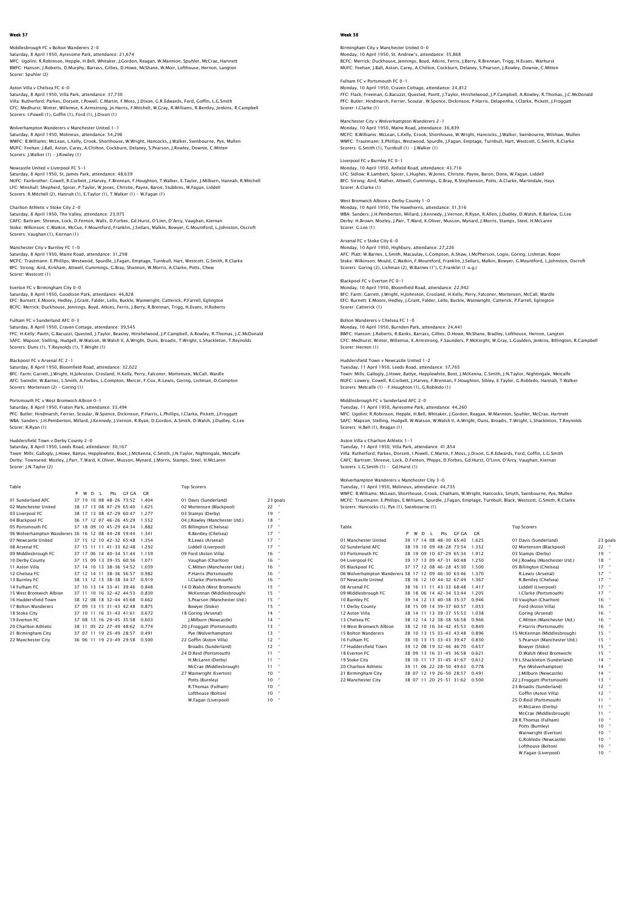## Week 37

Middlesbrough FC v Bolton Wanderers 2–0
Saturday, 8 April 1950, Ayresome Park, attendance: 21,674
MFC: Ugolini; R.Robinson, Hepple, H.Bell, Whitaker, J.Gordon, Reagan, W.Mannion, Spuhler, McCrae, Hartnett
BWFC: Hanson; J.Roberts, D.Murphy, Barrass, Gillies, D.Howe, McShane, W.Moir, Lofthouse, Hernon, Langton
Scorer: Spuhler (2)

Aston Villa v Chelsea FC 4–0
Saturday, 8 April 1950, Villa Park, attendance: 37,730
Villa: Rutherford; Parkes, Dorsett, I.Powell, C.Martin, F.Moss, J.Dixon, G.R.Edwards, Ford, Goffin, L.G.Smith
CFC: Medhurst; Winter, Willemse, K.Armstrong, Jn.Harris, F.Mitchell, W.Gray, R.Williams, R.Bentley, Jenkins, R.Campbell
Scorers: I.Powell (1), Goffin (1), Ford (1), J.Dixon (1)

Wolverhampton Wanderers v Manchester United 1–1
Saturday, 8 April 1950, Molineux, attendance: 54,296
WWFC: B.Williams; McLean, L.Kelly, Crook, Shorthouse, W.Wright, Hancocks, J.Walker, Swinbourne, Pye, Mullen
MUFC: Feehan; J.Ball, Aston, Carey, A.Chilton, Cockburn, Delaney, S.Pearson, J.Rowley, Downie, C.Mitten
Scorers: J.Walker (1) – J.Rowley (1)

Newcastle United v Liverpool FC 5–1
Saturday, 8 April 1950, St. James Park, attendance: 48,639
NUFC: Fairbrother; Cowell, R.Corbett, J.Harvey, F.Brennan, F.Houghton, T.Walker, E.Taylor, J.Milburn, Hannah, R.Mitchell
LFC: Minshull; Shepherd, Spicer, P.Taylor, W.Jones, Christie, Payne, Baron, Stubbins, W.Fagan, Liddell
Scorers: R.Mitchell (2), Hannah (1), E.Taylor (1), T.Walker (1) – W.Fagan (1)

Charlton Athletic v Stoke City 2–0
Saturday, 8 April 1950, The Valley, attendance: 23,975
CAFC: Bartram; Shreeve, Lock, D.Fenton, Walls, D.Forbes, Gd.Hurst, O'Linn, D'Arcy, Vaughan, Kiernan
Stoke: Wilkinson; C.Watkin, McCue, F.Mountford, Franklin, J.Sellars, Malkin, Bowyer, G.Mountford, L.Johnston, Oscroft
Scorers: Vaughan (1), Kiernan (1)

Manchester City v Burnley FC 1–0
Saturday, 8 April 1950, Maine Road, attendance: 31,298
MCFC: Trautmann; E.Phillips, Westwood, Spurdle, J.Fagan, Emptage, Turnbull, Hart, Westcott, G.Smith, R.Clarke
BFC: Strong; Aird, Kirkham, Attwell, Cummings, G.Bray, Shannon, W.Morris, A.Clarke, Potts, Chew
Scorer: Westcott (1)

Everton FC v Birmingham City 0–0
Saturday, 8 April 1950, Goodison Park, attendance: 46,828
EFC: Burnett; E.Moore, Hedley, J.Grant, Falder, Lello, Buckle, Wainwright, Catterick, P.Farrell, Eglington
BCFC: Merrick; Duckhouse, Jennings, Boyd, Atkins, Ferris, J.Berry, R.Brennan, Trigg, H.Evans, H.Roberts

Fulham FC v Sunderland AFC 0–3
Saturday, 8 April 1950, Craven Cottage, attendance: 39,545
FFC: H.Kelly; Pavitt, G.Bacuzzi, Quested, J.Taylor, Beasley, Hinshelwood, J.P.Campbell, A.Rowley, R.Thomas, J.C.McDonald
SAFC: Mapson; Stelling, Hudgell, W.Watson, W.Walsh II, A.Wright, Duns, Broadis, T.Wright, L.Shackleton, T.Reynolds
Scorers: Duns (1), T.Reynolds (1), T.Wright (1)

Blackpool FC v Arsenal FC 2–1
Saturday, 8 April 1950, Bloomfield Road, attendance: 32,022
BFC: Farm; Garrett, J.Wright, H.Johnston, Crosland, H.Kelly, Perry, Falconer, Mortensen, McCall, Wardle
AFC: Swindin; W.Barnes, L.Smith, A.Forbes, L.Compton, Mercer, F.Cox, R.Lewis, Goring, Lishman, D.Compton
Scorers: Mortensen (2) – Goring (1)

Portsmouth FC v West Bromwich Albion 0–1
Saturday, 8 April 1950, Fraton Park, attendance: 33,494
PFC: Butler; Hindmarsh, Ferrier, Scoular, W.Spence, Dickinson, P.Harris, L.Phillips, I.Clarke, Pickett, J.Froggatt
WBA: Sanders; J.H.Pemberton, Millard, J.Kennedy, J.Vernon, R.Ryan, D.Gordon, A.Smith, D.Walsh, J.Dudley, G.Lee
Scorer: R.Ryan (1)

Huddersfield Town v Derby County 2–0
Saturday, 8 April 1950, Leeds Road, attendance: 30,167
Town: Mills; Gallogly, J.Howe, Battye, Hepplewhite, Boot, J.McKenna, C.Smith, J.N.Taylor, Nightingale, Metcalfe
Derby: Townsend; Mozley, J.Parr, T.Ward, K.Oliver, Musson, Mynard, J.Morris, Stamps, Steel, H.McLaren
Scorer: J.N.Taylor (2)

Table

| | P | W | D | L | Pts | GF | GA | GR |
|---|---|---|---|---|---|---|---|---|
| 01 Sunderland AFC | 37 | 19 | 10 | 08 | 48 | 26 | 73:52 | 1.404 |
| 02 Manchester United | 38 | 17 | 13 | 08 | 47 | 29 | 65:40 | 1.625 |
| 03 Liverpool FC | 38 | 17 | 13 | 08 | 47 | 29 | 60:47 | 1.277 |
| 04 Blackpool FC | 36 | 17 | 12 | 07 | 46 | 26 | 45:29 | 1.552 |
| 05 Portsmouth FC | 37 | 18 | 09 | 10 | 45 | 29 | 64:34 | 1.882 |
| 06 Wolverhampton Wanderers | 36 | 16 | 12 | 08 | 44 | 28 | 59:44 | 1.341 |
| 07 Newcastle United | 37 | 15 | 12 | 10 | 42 | 32 | 65:48 | 1.354 |
| 08 Arsenal FC | 37 | 15 | 11 | 11 | 41 | 33 | 62:48 | 1.292 |
| 09 Middlesbrough FC | 37 | 17 | 06 | 14 | 40 | 34 | 51:44 | 1.159 |
| 10 Derby County | 37 | 15 | 09 | 13 | 39 | 35 | 60:56 | 1.071 |
| 11 Aston Villa | 37 | 14 | 10 | 13 | 38 | 36 | 54:52 | 1.039 |
| 12 Chelsea FC | 37 | 12 | 14 | 11 | 38 | 36 | 56:57 | 0.982 |
| 13 Burnley FC | 38 | 13 | 12 | 13 | 38 | 38 | 34:37 | 0.919 |
| 14 Fulham FC | 37 | 10 | 13 | 14 | 33 | 41 | 39:46 | 0.848 |
| 15 West Bromwich Albion | 37 | 11 | 10 | 16 | 32 | 42 | 44:53 | 0.830 |
| 16 Huddersfield Town | 38 | 12 | 08 | 18 | 32 | 44 | 45:68 | 0.662 |
| 17 Bolton Wanderers | 37 | 09 | 13 | 15 | 31 | 43 | 42:48 | 0.875 |
| 18 Stoke City | 37 | 10 | 11 | 16 | 31 | 43 | 41:61 | 0.672 |
| 19 Everton FC | 37 | 08 | 13 | 16 | 29 | 45 | 35:58 | 0.603 |
| 20 Charlton Athletic | 38 | 11 | 05 | 22 | 27 | 49 | 48:62 | 0.774 |
| 21 Birmingham City | 37 | 07 | 11 | 19 | 25 | 49 | 28:57 | 0.491 |
| 22 Manchester City | 36 | 06 | 11 | 19 | 23 | 49 | 29:58 | 0.500 |

Top Scorers

| | |
|---|---|
| 01 Davis (Sunderland) | 23 goals |
| 02 Mortensen (Blackpool) | 22 " |
| 03 Stamps (Derby) | 19 " |
| 04 J.Rowley (Manchester Utd.) | 18 " |
| 05 Billington (Chelsea) | 17 " |
| R.Bentley (Chelsea) | 17 " |
| R.Lewis (Arsenal) | 17 " |
| Liddell (Liverpool) | 17 " |
| 09 Ford (Aston Villa) | 16 " |
| Vaughan (Charlton) | 16 " |
| C.Mitten (Manchester Utd.) | 16 " |
| P.Harris (Portsmouth) | 16 " |
| I.Clarke (Portsmouth) | 16 " |
| 14 D.Walsh (West Bromwich) | 15 " |
| McKennan (Middlesbrough) | 15 " |
| S.Pearson (Manchester Utd.) | 15 " |
| Bowyer (Stoke) | 15 " |
| 18 Goring (Arsenal) | 14 " |
| J.Milburn (Newcastle) | 14 " |
| 20 J.Froggatt (Portsmouth) | 13 " |
| Pye (Wolverhampton) | 13 " |
| 22 Goffin (Aston Villa) | 12 " |
| Broadis (Sunderland) | 12 " |
| 24 D.Reid (Portsmouth) | 11 " |
| H.McLaren (Derby) | 11 " |
| McCrae (Middlesbrough) | 11 " |
| 27 Wainwright (Everton) | 10 " |
| Potts (Burnley) | 10 " |
| R.Thomas (Fulham) | 10 " |
| Lofthouse (Bolton) | 10 " |
| W.Fagan (Liverpool) | 10 " |

## Week 38

Birmingham City v Manchester United 0–0
Monday, 10 April 1950, St. Andrew's, attendance: 35,868
BCFC: Merrick; Duckhouse, Jennings, Boyd, Atkins, Ferris, J.Berry, R.Brennan, Trigg, H.Evans, Warhurst
MUFC: Feehan; J.Ball, Aston, Carey, A.Chilton, Cockburn, Delaney, S.Pearson, J.Rowley, Downie, C.Mitten

Fulham FC v Portsmouth FC 0–1
Monday, 10 April 1950, Craven Cottage, attendance: 24,812
FFC: Flack; Freeman, G.Bacuzzi, Quested, Pavitt, J.Taylor, Hinshelwood, J.P.Campbell, A.Rowley, R.Thomas, J.C.McDonald
PFC: Butler; Hindmarsh, Ferrier, Scoular, W.Spence, Dickinson, P.Harris, Delapenha, I.Clarke, Pickett, J.Froggatt
Scorer: I.Clarke (1)

Manchester City v Wolverhampton Wanderers 2–1
Monday, 10 April 1950, Maine Road, attendance: 36,839
MCFC: B.Williams; McLean, L.Kelly, Crook, Shorthouse, W.Wright, Hancocks, J.Walker, Swinbourne, Wilshaw, Mullen
WWFC: Trautmann; E.Phillips, Westwood, Spurdle, J.Fagan, Emptage, Turnbull, Hart, Westcott, G.Smith, R.Clarke
Scorers: G.Smith (1), Turnbull (1) – J.Walker (1)

Liverpool FC v Burnley FC 0–1
Monday, 10 April 1950, Anfield Road, attendance: 43,716
LFC: Sidlow; R.Lambert, Spicer, L.Hughes, W.Jones, Christie, Payne, Baron, Done, W.Fagan, Liddell
BFC: Strong; Aird, Mather, Attwell, Cummings, G.Bray, R.Stephenson, Potts, A.Clarke, Martindale, Hays
Scorer: A.Clarke (1)

West Bromwich Albion v Derby County 1–0
Monday, 10 April 1950, The Hawthorns, attendance: 31,516
WBA: Sanders; J.H.Pemberton, Millard, J.Kennedy, J.Vernon, R.Ryan, R.Allen, J.Dudley, D.Walsh, R.Barlow, G.Lee
Derby: H.Brown; Mozley, J.Parr, T.Ward, K.Oliver, Musson, Mynard, J.Morris, Stamps, Steel, H.McLaren
Scorer: G.Lee (1)

Arsenal FC v Stoke City 6–0
Monday, 10 April 1950, Highbury, attendance: 27,226
AFC: Platt; W.Barnes, L.Smith, Macaulay, L.Compton, A.Shaw, I.McPherson, Logie, Goring, Lishman, Roper
Stoke: Wilkinson; Mould, C.Watkin, F.Mountford, Franklin, J.Sellars, Malkin, Bowyer, G.Mountford, L.Johnston, Oscroft
Scorers: Goring (2), Lishman (2), W.Barnes (1'), C.Franklin (1 o.g.)

Blackpool FC v Everton FC 0–1
Monday, 10 April 1950, Bloomfield Road, attendance: 22,942
BFC: Farm; Garrett, J.Wright, H.Johnston, Crosland, H.Kelly, Perry, Falconer, Mortensen, McCall, Wardle
EFC: Burnett; E.Moore, Hedley, J.Grant, Falder, Lello, Buckle, Wainwright, Catterick, P.Farrell, Eglington
Scorer: Catterick (1)

Bolton Wanderers v Chelsea FC 1–0
Monday, 10 April 1950, Burnden Park, attendance: 24,441
BWFC: Hanson; J.Roberts, R.Banks, Barrass, Gillies, D.Howe, McShane, Bradley, Lofthouse, Hernon, Langton
CFC: Medhurst; Winter, Willemse, K.Armstrong, F.Saunders, P.McKnight, W.Gray, L.Goulden, Jenkins, Billington, R.Campbell
Scorer: Hernon (1)

Huddersfield Town v Newcastle United 1–2
Tuesday, 11 April 1950, Leeds Road, attendance: 37,765
Town: Mills; Gallogly, J.Howe, Battye, Hepplewhite, Boot, J.McKenna, C.Smith, J.N.Taylor, Nightingale, Metcalfe
NUFC: Lowery; Cowell, R.Corbett, J.Harvey, F.Brennan, F.Houghton, Sibley, E.Taylor, G.Robledo, Hannah, T.Walker
Scorers: Metcalfe (1) – F.Houghton (1), G.Robledo (1)

Middlesbrough FC v Sunderland AFC 2–0
Tuesday, 11 April 1950, Ayresome Park, attendance: 44,260
MFC: Ugolini; R.Robinson, Hepple, H.Bell, Whitaker, J.Gordon, Reagan, W.Mannion, Spuhler, McCrae, Hartnett
SAFC: Mapson; Stelling, Hudgell, W.Watson, W.Walsh II, A.Wright, Duns, Broadis, T.Wright, L.Shackleton, T.Reynolds
Scorers: H.Bell (1), Reagan (1)

Aston Villa v Charlton Athletic 1–1
Tuesday, 11 April 1950, Villa Park, attendance: 41,854
Villa: Rutherford; Parkes, Dorsett, I.Powell, C.Martin, F.Moss, J.Dixon, G.R.Edwards, Ford, Goffin, L.G.Smith
CAFC: Bartram; Shreeve, Lock, D.Fenton, Phipps, D.Forbes, Gd.Hurst, O'Linn, D'Arcy, Vaughan, Kiernan
Scorers: L.G.Smith (1) – Gd.Hurst (1)

Wolverhampton Wanderers v Manchester City 3–0
Tuesday, 11 April 1950, Molineux, attendance: 44,735
WWFC: B.Williams; McLean, Shorthouse, Crook, Chatham, W.Wright, Hancocks, Smyth, Swinbourne, Pye, Mullen
MCFC: Trautmann; E.Phillips, E.Williams, Spurdle, J.Fagan, Emptage, Turnbull, Black, Westcott, G.Smith, R.Clarke
Scorers: Hancocks (1), Pye (1), Swinbourne (1)

Table

| | P | W | D | L | Pts | GF | GA | GR |
|---|---|---|---|---|---|---|---|---|
| 01 Manchester United | 39 | 17 | 14 | 08 | 48 | 30 | 65:40 | 1.625 |
| 02 Sunderland AFC | 38 | 19 | 10 | 09 | 48 | 28 | 73:54 | 1.352 |
| 03 Portsmouth FC | 38 | 19 | 09 | 10 | 47 | 29 | 65:34 | 1.912 |
| 04 Liverpool FC | 39 | 17 | 13 | 09 | 47 | 31 | 60:48 | 1.250 |
| 05 Blackpool FC | 37 | 17 | 12 | 08 | 46 | 28 | 45:30 | 1.500 |
| 06 Wolverhampton Wanderers | 38 | 17 | 12 | 09 | 46 | 30 | 63:46 | 1.370 |
| 07 Newcastle United | 38 | 16 | 12 | 10 | 44 | 32 | 67:49 | 1.367 |
| 08 Arsenal FC | 38 | 16 | 11 | 11 | 43 | 33 | 68:48 | 1.417 |
| 09 Middlesbrough FC | 38 | 18 | 06 | 14 | 42 | 34 | 53:44 | 1.205 |
| 10 Burnley FC | 39 | 14 | 12 | 13 | 40 | 38 | 35:37 | 0.946 |
| 11 Derby County | 38 | 15 | 09 | 14 | 39 | 37 | 60:57 | 1.053 |
| 12 Aston Villa | 38 | 14 | 11 | 13 | 39 | 37 | 55:53 | 1.038 |
| 13 Chelsea FC | 38 | 12 | 14 | 12 | 38 | 38 | 56:58 | 0.966 |
| 14 West Bromwich Albion | 38 | 12 | 10 | 16 | 34 | 42 | 45:53 | 0.849 |
| 15 Bolton Wanderers | 38 | 10 | 13 | 15 | 33 | 43 | 43:48 | 0.896 |
| 16 Fulham FC | 38 | 10 | 13 | 15 | 33 | 43 | 39:47 | 0.830 |
| 17 Huddersfield Town | 39 | 12 | 08 | 19 | 32 | 46 | 46:70 | 0.657 |
| 18 Everton FC | 38 | 09 | 13 | 16 | 31 | 45 | 36:58 | 0.621 |
| 19 Stoke City | 38 | 10 | 11 | 17 | 31 | 45 | 41:67 | 0.612 |
| 20 Charlton Athletic | 39 | 11 | 06 | 22 | 28 | 50 | 49:63 | 0.778 |
| 21 Birmingham City | 38 | 07 | 12 | 19 | 26 | 50 | 28:57 | 0.491 |
| 22 Manchester City | 38 | 07 | 11 | 20 | 25 | 51 | 31:62 | 0.500 |

Top Scorers

| | |
|---|---|
| 01 Davis (Sunderland) | 23 goals |
| 02 Mortensen (Blackpool) | 22 " |
| 03 Stamps (Derby) | 19 " |
| 04 J.Rowley (Manchester Utd.) | 18 " |
| 05 Billington (Chelsea) | 17 " |
| R.Lewis (Arsenal) | 17 " |
| R.Bentley (Chelsea) | 17 " |
| Liddell (Liverpool) | 17 " |
| I.Clarke (Portsmouth) | 17 " |
| 10 Vaughan (Charlton) | 16 " |
| Ford (Aston Villa) | 16 " |
| Goring (Arsenal) | 16 " |
| C.Mitten (Manchester Utd.) | 16 " |
| P.Harris (Portsmouth) | 16 " |
| 15 McKennan (Middlesbrough) | 15 " |
| S.Pearson (Manchester Utd.) | 15 " |
| Bowyer (Stoke) | 15 " |
| D.Walsh (West Bromwich) | 15 " |
| 19 L.Shackleton (Sunderland) | 14 " |
| Pye (Wolverhampton) | 14 " |
| J.Milburn (Newcastle) | 14 " |
| 22 J.Froggatt (Portsmouth) | 13 " |
| 23 Broadis (Sunderland) | 12 " |
| Goffin (Aston Villa) | 12 " |
| 25 D.Reid (Portsmouth) | 11 " |
| H.McLaren (Derby) | 11 " |
| McCrae (Middlesbrough) | 11 " |
| 28 R.Thomas (Fulham) | 10 " |
| Potts (Burnley) | 10 " |
| Wainwright (Everton) | 10 " |
| G.Robledo (Newcastle) | 10 " |
| Lofthouse (Bolton) | 10 " |
| W.Fagan (Liverpool) | 10 " |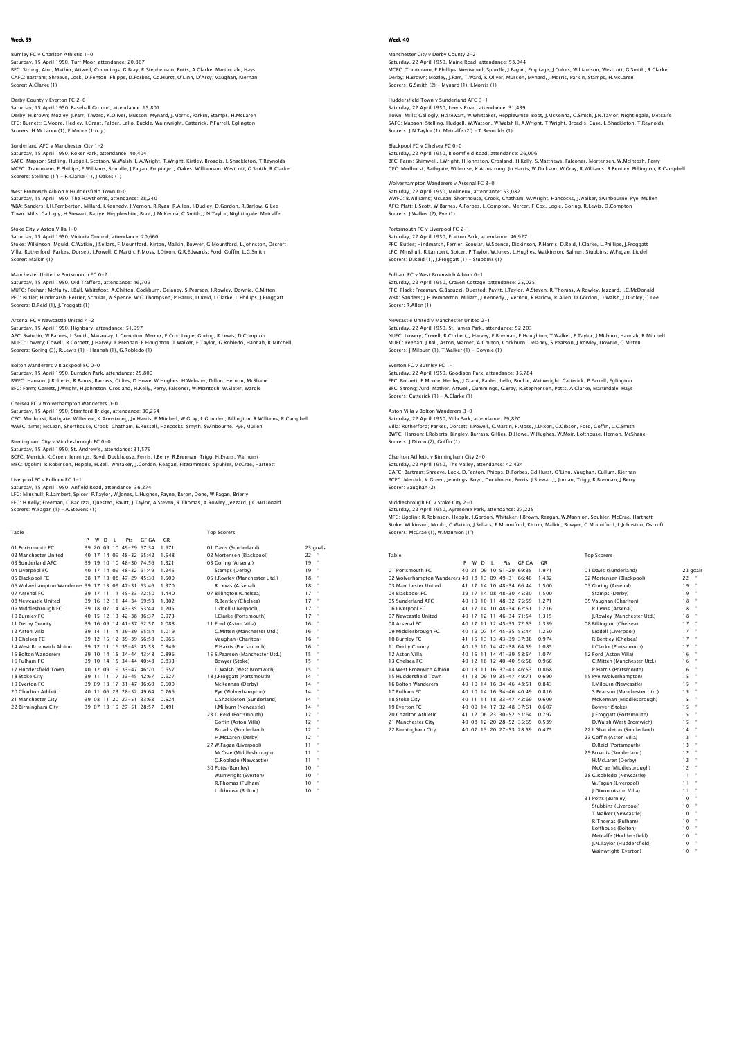## Week 39

**Burnley FC v Charlton Athletic 1-0**
Saturday, 15 April 1950, Turf Moor, attendance: 20,867
BFC: Strong; Aird, Mather, Attwell, Cummings, G.Bray, R.Stephenson, Potts, A.Clarke, Martindale, Hays
CAFC: Bartram; Shreeve, Lock, D.Fenton, Phipps, D.Forbes, Gd.Hurst, O'Linn, D'Arcy, Vaughan, Kiernan
Scorer: A.Clarke (1)

**Derby County v Everton FC 2-0**
Saturday, 15 April 1950, Baseball Ground, attendance: 15,801
Derby: H.Brown; Mozley, J.Parr, T.Ward, K.Oliver, Musson, Mynard, J.Morris, Parkin, Stamps, H.McLaren
EFC: Burnett; E.Moore, Hedley, J.Grant, Falder, Lello, Buckle, Wainwright, Catterick, P.Farrell, Eglington
Scorers: H.McLaren (1), E.Moore (1 o.g.)

**Sunderland AFC v Manchester City 1-2**
Saturday, 15 April 1950, Roker Park, attendance: 40,404
SAFC: Mapson; Stelling, Hudgell, Scotson, W.Walsh II, A.Wright, T.Wright, Kirtley, Broadis, L.Shackleton, T.Reynolds
MCFC: Trautmann; E.Phillips, E.Williams, Spurdle, J.Fagan, Emptage, J.Oakes, Williamson, Westcott, G.Smith, R.Clarke
Scorers: Stelling (1') – R.Clarke (1), J.Oakes (1)

**West Bromwich Albion v Huddersfield Town 0-0**
Saturday, 15 April 1950, The Hawthorns, attendance: 28,240
WBA: Sanders; J.H.Pemberton, Millard, J.Kennedy, J.Vernon, R.Ryan, R.Allen, J.Dudley, D.Gordon, R.Barlow, G.Lee
Town: Mills; Gallogly, H.Stewart, Battye, Hepplewhite, Boot, J.McKenna, C.Smith, J.N.Taylor, Nightingale, Metcalfe

**Stoke City v Aston Villa 1-0**
Saturday, 15 April 1950, Victoria Ground, attendance: 20,660
Stoke: Wilkinson; Mould, C.Watkin, J.Sellars, F.Mountford, Kirton, Malkin, Bowyer, G.Mountford, L.Johnston, Oscroft
Villa: Rutherford; Parkes, Dorsett, I.Powell, C.Martin, F.Moss, J.Dixon, C.G.R.Edwards, Ford, Goffin, L.G.Smith
Scorer: Malkin (1)

**Manchester United v Portsmouth FC 0-2**
Saturday, 15 April 1950, Old Trafford, attendance: 46,709
MUFC: Feehan; McNulty, J.Ball, Whitefoot, A.Chilton, Cockburn, Delaney, S.Pearson, J.Rowley, Downie, C.Mitten
PFC: Butler; Hindmarsh, Ferrier, Scoular, W.Spence, W.G.Thompson, P.Harris, D.Reid, I.Clarke, L.Phillips, J.Froggatt
Scorers: D.Reid (1), J.Froggatt (1)

**Arsenal FC v Newcastle United 4-2**
Saturday, 15 April 1950, Highbury, attendance: 51,997
AFC: Swindin; W.Barnes, L.Smith, Macaulay, L.Compton, Mercer, F.Cox, Logie, Goring, R.Lewis, D.Compton
NUFC: Lowery; Cowell, R.Corbett, J.Harvey, F.Brennan, F.Houghton, T.Walker, E.Taylor, G.Robledo, Hannah, R.Mitchell
Scorers: Goring (3), R.Lewis (1) – Hannah (1), G.Robledo (1)

**Bolton Wanderers v Blackpool FC 0-0**
Saturday, 15 April 1950, Burnden Park, attendance: 25,800
BWFC: Hanson; J.Roberts, R.Banks, Barrass, Gillies, D.Howe, W.Hughes, H.Webster, Dillon, Hernon, McShane
BFC: Farm; Garrett, J.Wright, H.Johnston, Crosland, H.Kelly, Perry, Falconer, W.McIntosh, W.Slater, Wardle

**Chelsea FC v Wolverhampton Wanderers 0-0**
Saturday, 15 April 1950, Stamford Bridge, attendance: 30,254
CFC: Medhurst; Bathgate, Willemse, K.Armstrong, Jn.Harris, F.Mitchell, W.Gray, L.Goulden, Billington, R.Williams, R.Campbell
WWFC: Sims; McLean, Shorthouse, Crook, Chatham, E.Russell, Hancocks, Smyth, Swinbourne, Pye, Mullen

**Birmingham City v Middlesbrough FC 0-0**
Saturday, 15 April 1950, St. Andrew's, attendance: 31,579
BCFC: Merrick; K.Green, Jennings, Boyd, Duckhouse, Ferris, J.Berry, R.Brennan, Trigg, H.Evans, Warhurst
MFC: Ugolini; R.Robinson, Hepple, H.Bell, Whitaker, J.Gordon, Reagan, Fitzsimmons, Spuhler, McCrae, Hartnett

**Liverpool FC v Fulham FC 1-1**
Saturday, 15 April 1950, Anfield Road, attendance: 36,274
LFC: Minshull; R.Lambert, Spicer, P.Taylor, W.Jones, L.Hughes, Payne, Baron, Done, W.Fagan, Brierly
FFC: H.Kelly; Freeman, G.Bacuzzi, Quested, Pavitt, J.Taylor, A.Steven, R.Thomas, A.Rowley, Jezzard, J.C.McDonald
Scorers: W.Fagan (1) – A.Stevens (1)

**Table**

| | P | W | D | L | Pts | GF GA | GR |
|---|---|---|---|---|---|---|---|
| 01 Portsmouth FC | 39 | 20 | 09 | 10 | 49 | 29 67:34 | 1.971 |
| 02 Manchester United | 40 | 17 | 14 | 09 | 48 | 32 65:42 | 1.548 |
| 03 Sunderland AFC | 39 | 19 | 10 | 10 | 48 | 30 74:56 | 1.321 |
| 04 Liverpool FC | 40 | 17 | 14 | 09 | 48 | 32 61:49 | 1.245 |
| 05 Blackpool FC | 38 | 17 | 13 | 08 | 47 | 29 45:30 | 1.500 |
| 06 Wolverhampton Wanderers | 39 | 17 | 13 | 09 | 47 | 31 63:46 | 1.370 |
| 07 Arsenal FC | 39 | 17 | 11 | 11 | 45 | 33 72:50 | 1.440 |
| 08 Newcastle United | 39 | 16 | 12 | 11 | 44 | 34 69:53 | 1.302 |
| 09 Middlesbrough FC | 39 | 18 | 07 | 14 | 43 | 35 53:44 | 1.205 |
| 10 Burnley FC | 40 | 15 | 12 | 13 | 42 | 38 36:37 | 0.973 |
| 11 Derby County | 39 | 16 | 09 | 14 | 41 | 37 62:57 | 1.088 |
| 12 Aston Villa | 39 | 14 | 11 | 14 | 39 | 39 55:54 | 1.019 |
| 13 Chelsea FC | 39 | 12 | 15 | 12 | 39 | 39 56:58 | 0.966 |
| 14 West Bromwich Albion | 39 | 12 | 11 | 16 | 35 | 43 45:53 | 0.849 |
| 15 Bolton Wanderers | 39 | 10 | 14 | 15 | 34 | 44 43:48 | 0.896 |
| 16 Fulham FC | 39 | 10 | 14 | 15 | 34 | 44 40:48 | 0.833 |
| 17 Huddersfield Town | 40 | 12 | 09 | 19 | 33 | 47 46:70 | 0.657 |
| 18 Stoke City | 39 | 11 | 11 | 17 | 33 | 45 42:67 | 0.627 |
| 19 Everton FC | 39 | 09 | 13 | 17 | 31 | 47 36:60 | 0.600 |
| 20 Charlton Athletic | 40 | 11 | 06 | 23 | 28 | 52 49:64 | 0.766 |
| 21 Manchester City | 39 | 08 | 11 | 20 | 27 | 51 33:63 | 0.524 |
| 22 Birmingham City | 39 | 07 | 13 | 19 | 27 | 51 28:57 | 0.491 |

**Top Scorers**

| | |
|---|---|
| 01 Davis (Sunderland) | 23 goals |
| 02 Mortensen (Blackpool) | 22 " |
| 03 Goring (Arsenal) | 19 " |
| Stamps (Derby) | 19 " |
| 05 J.Rowley (Manchester Utd.) | 18 " |
| R.Lewis (Arsenal) | 18 " |
| 07 Billington (Chelsea) | 17 " |
| R.Bentley (Chelsea) | 17 " |
| Liddell (Liverpool) | 17 " |
| I.Clarke (Portsmouth) | 17 " |
| 11 Ford (Aston Villa) | 16 " |
| C.Mitten (Manchester Utd.) | 16 " |
| Vaughan (Charlton) | 16 " |
| P.Harris (Portsmouth) | 16 " |
| 15 S.Pearson (Manchester Utd.) | 15 " |
| Bowyer (Stoke) | 15 " |
| D.Walsh (West Bromwich) | 15 " |
| 18 J.Froggatt (Portsmouth) | 14 " |
| McKennan (Derby) | 14 " |
| Pye (Wolverhampton) | 14 " |
| L.Shackleton (Sunderland) | 14 " |
| J.Milburn (Newcastle) | 14 " |
| 23 D.Reid (Portsmouth) | 12 " |
| Goffin (Aston Villa) | 12 " |
| Broadis (Sunderland) | 12 " |
| H.McLaren (Derby) | 12 " |
| 27 W.Fagan (Liverpool) | 11 " |
| McCrae (Middlesbrough) | 11 " |
| G.Robledo (Newcastle) | 11 " |
| 30 Potts (Burnley) | 10 " |
| Wainwright (Everton) | 10 " |
| R.Thomas (Fulham) | 10 " |
| Lofthouse (Bolton) | 10 " |

## Week 40

**Manchester City v Derby County 2-2**
Saturday, 22 April 1950, Maine Road, attendance: 53,044
MCFC: Trautmann; E.Phillips, Westwood, Spurdle, J.Fagan, Emptage, J.Oakes, Williamson, Westcott, G.Smith, R.Clarke
Derby: H.Brown; Mozley, J.Parr, T.Ward, K.Oliver, Musson, Mynard, J.Morris, Parkin, Stamps, H.McLaren
Scorers: G.Smith (2) – Mynard (1), J.Morris (1)

**Huddersfield Town v Sunderland AFC 3-1**
Saturday, 22 April 1950, Leeds Road, attendance: 31,439
Town: Mills; Gallogly, H.Stewart, W.Whittaker, Hepplewhite, Boot, J.McKenna, C.Smith, J.N.Taylor, Nightingale, Metcalfe
SAFC: Mapson; Stelling, Hudgell, W.Watson, W.Walsh II, A.Wright, T.Wright, Broadis, Case, L.Shackleton, T.Reynolds
Scorers: J.N.Taylor (1), Metcalfe (2') – T.Reynolds (1)

**Blackpool FC v Chelsea FC 0-0**
Saturday, 22 April 1950, Bloomfield Road, attendance: 26,006
BFC: Farm; Shimwell, J.Wright, H.Johnston, Crosland, H.Kelly, S.Matthews, Falconer, Mortensen, W.McIntosh, Perry
CFC: Medhurst; Bathgate, Willemse, K.Armstrong, Jn.Harris, W.Dickson, W.Gray, R.Williams, R.Bentley, Billington, R.Campbell

**Wolverhampton Wanderers v Arsenal FC 3-0**
Saturday, 22 April 1950, Molineux, attendance: 53,082
WWFC: B.Williams; McLean, Shorthouse, Crook, Chatham, W.Wright, Hancocks, J.Walker, Swinbourne, Pye, Mullen
AFC: Platt; L.Scott, W.Barnes, A.Forbes, L.Compton, Mercer, F.Cox, Logie, Goring, R.Lewis, D.Compton
Scorers: J.Walker (2), Pye (1)

**Portsmouth FC v Liverpool FC 2-1**
Saturday, 22 April 1950, Fratton Park, attendance: 46,927
PFC: Butler; Hindmarsh, Ferrier, Scoular, W.Spence, Dickinson, P.Harris, D.Reid, I.Clarke, L.Phillips, J.Froggatt
LFC: Minshull; R.Lambert, Spicer, P.Taylor, W.Jones, L.Hughes, Watkinson, Balmer, Stubbins, W.Fagan, Liddell
Scorers: D.Reid (1), J.Froggatt (1) – Stubbins (1)

**Fulham FC v West Bromwich Albion 0-1**
Saturday, 22 April 1950, Craven Cottage, attendance: 25,025
FFC: Flack; Freeman, G.Bacuzzi, Quested, Pavitt, J.Taylor, A.Steven, R.Thomas, A.Rowley, Jezzard, J.C.McDonald
WBA: Sanders; J.H.Pemberton, Millard, J.Kennedy, J.Vernon, R.Barlow, R.Allen, D.Gordon, D.Walsh, J.Dudley, G.Lee
Scorer: R.Allen (1)

**Newcastle United v Manchester United 2-1**
Saturday, 22 April 1950, St. James Park, attendance: 52,203
NUFC: Lowery; Cowell, R.Corbett, J.Harvey, F.Brennan, F.Houghton, T.Walker, E.Taylor, J.Milburn, Hannah, R.Mitchell
MUFC: Feehan; J.Ball, Aston, Warner, A.Chilton, Cockburn, Delaney, S.Pearson, J.Rowley, Downie, C.Mitten
Scorers: J.Milburn (1), T.Walker (1) – Downie (1)

**Everton FC v Burnley FC 1-1**
Saturday, 22 April 1950, Goodison Park, attendance: 35,784
EFC: Burnett; E.Moore, Hedley, J.Grant, Falder, Lello, Buckle, Wainwright, Catterick, P.Farrell, Eglington
BFC: Strong; Aird, Mather, Attwell, Cummings, G.Bray, R.Stephenson, Potts, A.Clarke, Martindale, Hays
Scorers: Catterick (1) – A.Clarke (1)

**Aston Villa v Bolton Wanderers 3-0**
Saturday, 22 April 1950, Villa Park, attendance: 29,820
Villa: Rutherford; Parkes, Dorsett, I.Powell, C.Martin, F.Moss, J.Dixon, C.Gibson, Ford, Goffin, L.G.Smith
BWFC: Hanson; J.Roberts, Bingley, Barrass, Gillies, D.Howe, W.Hughes, W.Moir, Lofthouse, Hernon, McShane
Scorers: J.Dixon (2), Goffin (1)

**Charlton Athletic v Birmingham City 2-0**
Saturday, 22 April 1950, The Valley, attendance: 42,424
CAFC: Bartram; Shreeve, Lock, D.Fenton, Phipps, D.Forbes, Gd.Hurst, O'Linn, Vaughan, Cullum, Kiernan
BCFC: Merrick; K.Green, Jennings, Boyd, Duckhouse, Ferris, J.Stewart, J.Jordan, Trigg, R.Brennan, J.Berry
Scorer: Vaughan (2)

**Middlesbrough FC v Stoke City 2-0**
Saturday, 22 April 1950, Ayresome Park, attendance: 27,225
MFC: Ugolini; R.Robinson, Hepple, J.Gordon, Whitaker, J.Brown, Reagan, W.Mannion, Spuhler, McCrae, Hartnett
Stoke: Wilkinson; Mould, C.Watkin, J.Sellars, F.Mountford, Kirton, Malkin, Bowyer, G.Mountford, L.Johnston, Oscroft
Scorers: McCrae (1), W.Mannion (1')

**Table**

| | P | W | D | L | Pts | GF GA | GR |
|---|---|---|---|---|---|---|---|
| 01 Portsmouth FC | 40 | 21 | 09 | 10 | 51 | 29 69:35 | 1.971 |
| 02 Wolverhampton Wanderers | 40 | 18 | 13 | 09 | 49 | 31 66:46 | 1.432 |
| 03 Manchester United | 41 | 17 | 14 | 10 | 48 | 34 66:44 | 1.500 |
| 04 Blackpool FC | 39 | 17 | 14 | 08 | 48 | 30 45:30 | 1.500 |
| 05 Sunderland AFC | 40 | 19 | 10 | 11 | 48 | 32 75:59 | 1.271 |
| 06 Liverpool FC | 41 | 17 | 14 | 10 | 48 | 34 62:51 | 1.216 |
| 07 Newcastle United | 40 | 17 | 12 | 11 | 46 | 34 71:54 | 1.315 |
| 08 Arsenal FC | 40 | 17 | 11 | 12 | 45 | 35 72:53 | 1.359 |
| 09 Middlesbrough FC | 40 | 19 | 07 | 14 | 45 | 35 55:44 | 1.250 |
| 10 Burnley FC | 41 | 15 | 13 | 13 | 43 | 39 37:38 | 0.974 |
| 11 Derby County | 40 | 16 | 10 | 14 | 42 | 38 64:59 | 1.085 |
| 12 Aston Villa | 40 | 15 | 11 | 14 | 41 | 39 58:54 | 1.074 |
| 13 Chelsea FC | 40 | 12 | 16 | 12 | 40 | 40 56:58 | 0.966 |
| 14 West Bromwich Albion | 40 | 13 | 11 | 16 | 37 | 43 46:53 | 0.868 |
| 15 Huddersfield Town | 41 | 13 | 09 | 19 | 35 | 47 49:71 | 0.690 |
| 16 Bolton Wanderers | 40 | 10 | 14 | 16 | 34 | 46 43:51 | 0.843 |
| 17 Fulham FC | 40 | 10 | 14 | 16 | 34 | 46 40:49 | 0.816 |
| 18 Stoke City | 40 | 11 | 11 | 18 | 33 | 47 42:69 | 0.609 |
| 19 Everton FC | 40 | 09 | 14 | 17 | 32 | 48 37:61 | 0.607 |
| 20 Charlton Athletic | 41 | 12 | 06 | 23 | 30 | 52 51:64 | 0.797 |
| 21 Manchester City | 40 | 08 | 12 | 20 | 28 | 52 35:65 | 0.539 |
| 22 Birmingham City | 40 | 07 | 13 | 20 | 27 | 53 28:59 | 0.475 |

**Top Scorers**

| | |
|---|---|
| 01 Davis (Sunderland) | 23 goals |
| 02 Mortensen (Blackpool) | 22 " |
| 03 Goring (Arsenal) | 19 " |
| Stamps (Derby) | 19 " |
| 05 Vaughan (Charlton) | 18 " |
| R.Lewis (Arsenal) | 18 " |
| J.Rowley (Manchester Utd.) | 18 " |
| 08 Billington (Chelsea) | 17 " |
| Liddell (Liverpool) | 17 " |
| R.Bentley (Chelsea) | 17 " |
| I.Clarke (Portsmouth) | 17 " |
| 12 Ford (Aston Villa) | 16 " |
| C.Mitten (Manchester Utd.) | 16 " |
| P.Harris (Portsmouth) | 16 " |
| 15 Pye (Wolverhampton) | 15 " |
| J.Milburn (Newcastle) | 15 " |
| S.Pearson (Manchester Utd.) | 15 " |
| McKennan (Middlesbrough) | 15 " |
| Bowyer (Stoke) | 15 " |
| J.Froggatt (Portsmouth) | 15 " |
| D.Walsh (West Bromwich) | 15 " |
| 22 L.Shackleton (Sunderland) | 14 " |
| 23 Goffin (Aston Villa) | 13 " |
| D.Reid (Portsmouth) | 13 " |
| 25 Broadis (Sunderland) | 12 " |
| H.McLaren (Derby) | 12 " |
| McCrae (Middlesbrough) | 12 " |
| 28 G.Robledo (Newcastle) | 11 " |
| W.Fagan (Liverpool) | 11 " |
| J.Dixon (Aston Villa) | 11 " |
| 31 Potts (Burnley) | 10 " |
| Stubbins (Liverpool) | 10 " |
| T.Walker (Newcastle) | 10 " |
| R.Thomas (Fulham) | 10 " |
| Lofthouse (Bolton) | 10 " |
| Metcalfe (Huddersfield) | 10 " |
| J.N.Taylor (Huddersfield) | 10 " |
| Wainwright (Everton) | 10 " |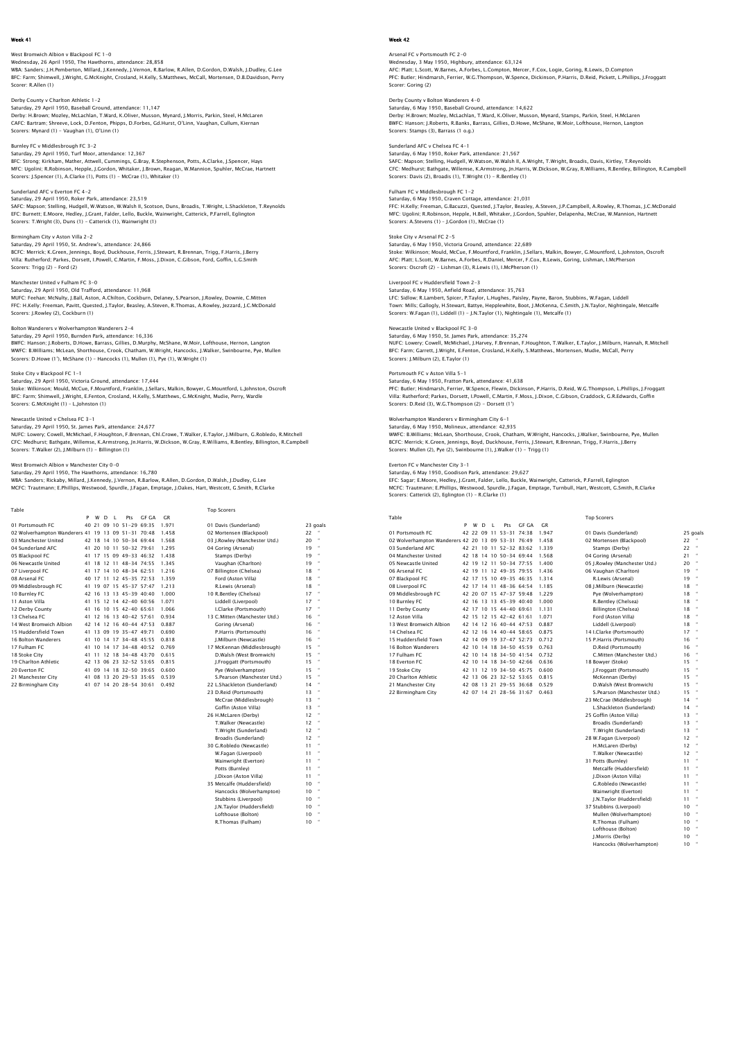## Week 41

West Bromwich Albion v Blackpool FC 1-0
Wednesday, 26 April 1950, The Hawthorns, attendance: 28,858
WBA: Sanders; J.H.Pemberton, Millard, J.Kennedy, J.Vernon, R.Barlow, R.Allen, D.Gordon, D.Walsh, J.Dudley, G.Lee
BFC: Farm; Shimwell, J.Wright, G.McKnight, Crosland, H.Kelly, S.Matthews, McCall, Mortensen, D.B.Davidson, Perry
Scorer: R.Allen (1)

Derby County v Charlton Athletic 1-2
Saturday, 29 April 1950, Baseball Ground, attendance: 11,147
Derby: H.Brown; Mozley, McLachlan, T.Ward, K.Oliver, Musson, Mynard, J.Morris, Parkin, Steel, H.McLaren
CAFC: Bartram; Shreeve, Lock, D.Fenton, Phipps, D.Forbes, Gd.Hurst, O'Linn, Vaughan, Cullum, Kiernan
Scorers: Mynard (1) - Vaughan (1), O'Linn (1)

Burnley FC v Middlesbrough FC 3-2
Saturday, 29 April 1950, Turf Moor, attendance: 12,367
BFC: Strong; Kirkham, Mather, Attwell, Cummings, G.Bray, R.Stephenson, Potts, A.Clarke, J.Spencer, Hays
MFC: Ugolini; R.Robinson, Hepple, J.Gordon, Whitaker, J.Brown, Reagan, W.Mannion, Spuhler, McCrae, Hartnett
Scorers: J.Spencer (1), A.Clarke (1), Potts (1) - McCrae (1), Whitaker (1)

Sunderland AFC v Everton FC 4-2
Saturday, 29 April 1950, Roker Park, attendance: 23,519
SAFC: Mapson; Stelling, Hudgell, W.Watson, W.Walsh II, Scotson, Duns, Broadis, T.Wright, L.Shackleton, T.Reynolds
EFC: Burnett; E.Moore, Hedley, J.Grant, Falder, Lello, Buckle, Wainwright, Catterick, P.Farrell, Eglington
Scorers: T.Wright (3), Duns (1) - Catterick (1), Wainwright (1)

Birmingham City v Aston Villa 2-2
Saturday, 29 April 1950, St. Andrew's, attendance: 24,866
BCFC: Merrick; K.Green, Jennings, Boyd, Duckhouse, Ferris, J.Stewart, R.Brennan, Trigg, F.Harris, J.Berry
Villa: Rutherford; Parkes, Dorsett, I.Powell, C.Martin, F.Moss, J.Dixon, C.Gibson, Ford, Goffin, L.G.Smith
Scorers: Trigg (2) - Ford (2)

Manchester United v Fulham FC 3-0
Saturday, 29 April 1950, Old Trafford, attendance: 11,968
MUFC: Feehan; McNulty, J.Ball, Aston, A.Chilton, Cockburn, Delaney, S.Pearson, J.Rowley, Downie, C.Mitten
FFC: H.Kelly; Freeman, Pavitt, Quested, J.Taylor, Beasley, A.Steven, R.Thomas, A.Rowley, Jezzard, J.C.McDonald
Scorers: J.Rowley (2), Cockburn (1)

Bolton Wanderers v Wolverhampton Wanderers 2-4
Saturday, 29 April 1950, Burnden Park, attendance: 16,336
BWFC: Hanson; J.Roberts, D.Howe, Barrass, Gillies, D.Murphy, McShane, W.Moir, Lofthouse, Hernon, Langton
WWFC: B.Williams; McLean, Shorthouse, Crook, Chatham, W.Wright, Hancocks, J.Walker, Swinbourne, Pye, Mullen
Scorers: D.Howe (1'), McShane (1) - Hancocks (1), Mullen (1), Pye (1), W.Wright (1)

Stoke City v Blackpool FC 1-1
Saturday, 29 April 1950, Victoria Ground, attendance: 17,444
Stoke: Wilkinson; Mould, McCue, F.Mountford, Franklin, J.Sellars, Malkin, Bowyer, G.Mountford, L.Johnston, Oscroft
BFC: Farm; Shimwell, J.Wright, E.Fenton, Crosland, H.Kelly, S.Matthews, G.McKnight, Mudie, Perry, Wardle
Scorers: G.McKnight (1) - L.Johnston (1)

Newcastle United v Chelsea FC 3-1
Saturday, 29 April 1950, St. James Park, attendance: 24,677
NUFC: Lowery; Cowell, McMichael, F.Houghton, F.Brennan, Chl.Crowe, T.Walker, E.Taylor, J.Milburn, G.Robledo, R.Mitchell
CFC: Medhurst; Bathgate, Willemse, K.Armstrong, Jn.Harris, W.Dickson, W.Gray, R.Williams, R.Bentley, Billington, R.Campbell
Scorers: T.Walker (2), J.Milburn (1) - Billington (1)

West Bromwich Albion v Manchester City 0-0
Saturday, 29 April 1950, The Hawthorns, attendance: 16,780
WBA: Sanders; Rickaby, Millard, J.Kennedy, J.Vernon, R.Barlow, R.Allen, D.Gordon, D.Walsh, J.Dudley, G.Lee
MCFC: Trautmann; E.Phillips, Westwood, Spurdle, J.Fagan, Emptage, J.Oakes, Hart, Westcott, G.Smith, R.Clarke

Table

| | P | W | D | L | Pts | GF GA | GR |
|---|---|---|---|---|---|---|---|
| 01 Portsmouth FC | 40 | 21 | 09 | 10 | 51 | -29 69:35 | 1.971 |
| 02 Wolverhampton Wanderers | 41 | 19 | 13 | 09 | 51 | -31 70:48 | 1.458 |
| 03 Manchester United | 42 | 18 | 14 | 10 | 50 | -34 69:44 | 1.568 |
| 04 Sunderland AFC | 41 | 20 | 10 | 11 | 50 | -32 79:61 | 1.295 |
| 05 Blackpool FC | 41 | 17 | 15 | 09 | 49 | -33 46:32 | 1.438 |
| 06 Newcastle United | 41 | 18 | 12 | 11 | 48 | -34 74:55 | 1.345 |
| 07 Liverpool FC | 41 | 17 | 14 | 10 | 48 | -34 62:51 | 1.216 |
| 08 Arsenal FC | 40 | 17 | 11 | 12 | 45 | -35 72:53 | 1.359 |
| 09 Middlesbrough FC | 41 | 19 | 07 | 15 | 45 | -37 57:47 | 1.213 |
| 10 Burnley FC | 42 | 16 | 13 | 13 | 45 | -39 40:40 | 1.000 |
| 11 Aston Villa | 41 | 15 | 12 | 14 | 42 | -40 60:56 | 1.071 |
| 12 Derby County | 41 | 16 | 10 | 15 | 42 | -40 65:61 | 1.066 |
| 13 Chelsea FC | 41 | 12 | 16 | 13 | 40 | -42 57:61 | 0.934 |
| 14 West Bromwich Albion | 42 | 14 | 12 | 16 | 40 | -44 47:53 | 0.887 |
| 15 Huddersfield Town | 41 | 13 | 09 | 19 | 35 | -47 49:71 | 0.690 |
| 16 Bolton Wanderers | 41 | 10 | 14 | 17 | 34 | -48 45:55 | 0.818 |
| 17 Fulham FC | 41 | 10 | 14 | 17 | 34 | -48 40:52 | 0.769 |
| 18 Stoke City | 41 | 11 | 12 | 18 | 34 | -48 43:70 | 0.615 |
| 19 Charlton Athletic | 42 | 13 | 06 | 23 | 32 | -52 53:65 | 0.815 |
| 20 Everton FC | 41 | 09 | 14 | 18 | 32 | -50 39:65 | 0.600 |
| 21 Manchester City | 41 | 08 | 13 | 20 | 29 | -53 35:65 | 0.539 |
| 22 Birmingham City | 41 | 07 | 14 | 20 | 28 | -54 30:61 | 0.492 |

Top Scorers

| | |
|---|---|
| 01 Davis (Sunderland) | 23 goals |
| 02 Mortensen (Blackpool) | 22 " |
| 03 J.Rowley (Manchester Utd.) | 20 " |
| 04 Goring (Arsenal) | 19 " |
| Stamps (Derby) | 19 " |
| Vaughan (Charlton) | 19 " |
| 07 Billington (Chelsea) | 18 " |
| Ford (Aston Villa) | 18 " |
| R.Lewis (Arsenal) | 18 " |
| 10 R.Bentley (Chelsea) | 17 " |
| Liddell (Liverpool) | 17 " |
| I.Clarke (Portsmouth) | 17 " |
| 13 C.Mitten (Manchester Utd.) | 16 " |
| Goring (Arsenal) | 16 " |
| P.Harris (Portsmouth) | 16 " |
| J.Milburn (Newcastle) | 16 " |
| 17 McKennan (Middlesbrough) | 15 " |
| D.Walsh (West Bromwich) | 15 " |
| J.Froggatt (Portsmouth) | 15 " |
| Pye (Wolverhampton) | 15 " |
| S.Pearson (Manchester Utd.) | 15 " |
| 22 L.Shackleton (Sunderland) | 14 " |
| 23 D.Reid (Portsmouth) | 13 " |
| McCrae (Middlesbrough) | 13 " |
| Goffin (Aston Villa) | 13 " |
| 26 H.McLaren (Derby) | 12 " |
| T.Walker (Newcastle) | 12 " |
| T.Wright (Sunderland) | 12 " |
| Broadis (Sunderland) | 12 " |
| 30 G.Robledo (Newcastle) | 11 " |
| W.Fagan (Liverpool) | 11 " |
| Wainwright (Everton) | 11 " |
| Potts (Burnley) | 11 " |
| J.Dixon (Aston Villa) | 11 " |
| 35 Metcalfe (Huddersfield) | 10 " |
| Hancocks (Wolverhampton) | 10 " |
| Stubbins (Liverpool) | 10 " |
| J.N.Taylor (Huddersfield) | 10 " |
| Lofthouse (Bolton) | 10 " |
| R.Thomas (Fulham) | 10 " |

## Week 42

Arsenal FC v Portsmouth FC 2-0
Wednesday, 3 May 1950, Highbury, attendance: 63,124
AFC: Platt; L.Scott, W.Barnes, A.Forbes, L.Compton, Mercer, F.Cox, Logie, Goring, R.Lewis, D.Compton
PFC: Butler; Hindmarsh, Ferrier, W.G.Thompson, W.Spence, Dickinson, P.Harris, D.Reid, Pickett, L.Phillips, J.Froggatt
Scorer: Goring (2)

Derby County v Bolton Wanderers 4-0
Saturday, 6 May 1950, Baseball Ground, attendance: 14,622
Derby: H.Brown; Mozley, McLachlan, T.Ward, K.Oliver, Musson, Mynard, Stamps, Parkin, Steel, H.McLaren
BWFC: Hanson; J.Roberts, R.Banks, Barrass, Gillies, D.Howe, McShane, W.Moir, Lofthouse, Hernon, Langton
Scorers: Stamps (3), Barrass (1 o.g.)

Sunderland AFC v Chelsea FC 4-1
Saturday, 6 May 1950, Roker Park, attendance: 21,567
SAFC: Mapson; Stelling, Hudgell, W.Watson, W.Walsh II, A.Wright, T.Wright, Broadis, Davis, Kirtley, T.Reynolds
CFC: Medhurst; Bathgate, Willemse, K.Armstrong, Jn.Harris, W.Dickson, W.Gray, R.Williams, R.Bentley, Billington, R.Campbell
Scorers: Davis (2), Broadis (1), T.Wright (1) - R.Bentley (1)

Fulham FC v Middlesbrough FC 1-2
Saturday, 6 May 1950, Craven Cottage, attendance: 21,031
FFC: H.Kelly; Freeman, G.Bacuzzi, Quested, J.Taylor, Beasley, A.Steven, J.P.Campbell, A.Rowley, R.Thomas, J.C.McDonald
MFC: Ugolini; R.Robinson, Hepple, H.Bell, Whitaker, J.Gordon, Spuhler, Delapenha, McCrae, W.Mannion, Hartnett
Scorers: A.Stevens (1) - J.Gordon (1), McCrae (1)

Stoke City v Arsenal FC 2-5
Saturday, 6 May 1950, Victoria Ground, attendance: 22,689
Stoke: Wilkinson; Mould, McCue, F.Mountford, Franklin, J.Sellars, Malkin, Bowyer, G.Mountford, L.Johnston, Oscroft
AFC: Platt; L.Scott, W.Barnes, A.Forbes, R.Daniel, Mercer, F.Cox, R.Lewis, Goring, Lishman, I.McPherson
Scorers: Oscroft (2) - Lishman (3), R.Lewis (1), I.McPherson (1)

Liverpool FC v Huddersfield Town 2-3
Saturday, 6 May 1950, Anfield Road, attendance: 35,763
LFC: Sidlow; R.Lambert, Spicer, P.Taylor, L.Hughes, Paisley, Payne, Baron, Stubbins, W.Fagan, Liddell
Town: Mills; Gallogly, H.Stewart, Battye, Hepplewhite, Boot, J.McKenna, C.Smith, J.N.Taylor, Nightingale, Metcalfe
Scorers: W.Fagan (1), Liddell (1) - J.N.Taylor (1), Nightingale (1), Metcalfe (1)

Newcastle United v Blackpool FC 3-0
Saturday, 6 May 1950, St. James Park, attendance: 35,274
NUFC: Lowery; Cowell, McMichael, J.Harvey, F.Brennan, F.Houghton, T.Walker, E.Taylor, J.Milburn, Hannah, R.Mitchell
BFC: Farm; Garrett, J.Wright, E.Fenton, Crosland, H.Kelly, S.Matthews, Mortensen, Mudie, McCall, Perry
Scorers: J.Milburn (2), E.Taylor (1)

Portsmouth FC v Aston Villa 5-1
Saturday, 6 May 1950, Fratton Park, attendance: 41,638
PFC: Butler; Hindmarsh, Ferrier, W.Spence, Flewin, Dickinson, P.Harris, D.Reid, W.G.Thompson, L.Phillips, J.Froggatt
Villa: Rutherford; Parkes, Dorsett, I.Powell, C.Martin, F.Moss, J.Dixon, C.Gibson, Craddock, G.R.Edwards, Goffin
Scorers: D.Reid (3), W.G.Thompson (2) - Dorsett (1')

Wolverhampton Wanderers v Birmingham City 6-1
Saturday, 6 May 1950, Molineux, attendance: 42,935
WWFC: B.Williams; McLean, Shorthouse, Crook, Chatham, W.Wright, Hancocks, J.Walker, Swinbourne, Pye, Mullen
BCFC: Merrick; K.Green, Jennings, Boyd, Duckhouse, Ferris, J.Stewart, R.Brennan, Trigg, F.Harris, J.Berry
Scorers: Mullen (2), Pye (2), Swinbourne (1), J.Walker (1) - Trigg (1)

Everton FC v Manchester City 3-1
Saturday, 6 May 1950, Goodison Park, attendance: 29,627
EFC: Sagar; E.Moore, Hedley, J.Grant, Falder, Lello, Buckle, Wainwright, Catterick, P.Farrell, Eglington
MCFC: Trautmann; E.Phillips, Westwood, Spurdle, J.Fagan, Emptage, Turnbull, Hart, Westcott, G.Smith, R.Clarke
Scorers: Catterick (2), Eglington (1) - R.Clarke (1)

Table

| | P | W | D | L | Pts | GF GA | GR |
|---|---|---|---|---|---|---|---|
| 01 Portsmouth FC | 42 | 22 | 09 | 11 | 53 | -31 74:38 | 1.947 |
| 02 Wolverhampton Wanderers | 42 | 20 | 13 | 09 | 53 | -31 76:49 | 1.458 |
| 03 Sunderland AFC | 42 | 21 | 10 | 11 | 52 | -32 83:62 | 1.339 |
| 04 Manchester United | 42 | 18 | 14 | 10 | 50 | -34 69:44 | 1.568 |
| 05 Newcastle United | 42 | 19 | 12 | 11 | 50 | -34 77:55 | 1.400 |
| 06 Arsenal FC | 42 | 19 | 11 | 12 | 49 | -35 79:55 | 1.436 |
| 07 Blackpool FC | 42 | 17 | 15 | 10 | 49 | -35 46:35 | 1.314 |
| 08 Liverpool FC | 42 | 17 | 14 | 11 | 48 | -36 64:54 | 1.185 |
| 09 Middlesbrough FC | 42 | 20 | 07 | 15 | 47 | -37 59:48 | 1.229 |
| 10 Burnley FC | 42 | 16 | 13 | 13 | 45 | -39 40:40 | 1.000 |
| 11 Derby County | 42 | 17 | 10 | 15 | 44 | -40 69:61 | 1.131 |
| 12 Aston Villa | 42 | 15 | 12 | 15 | 42 | -42 61:61 | 1.071 |
| 13 West Bromwich Albion | 42 | 14 | 12 | 16 | 40 | -44 47:53 | 0.887 |
| 14 Chelsea FC | 42 | 12 | 16 | 14 | 40 | -44 58:65 | 0.875 |
| 15 Huddersfield Town | 42 | 14 | 09 | 19 | 37 | -47 52:73 | 0.712 |
| 16 Bolton Wanderers | 42 | 10 | 14 | 18 | 34 | -50 45:59 | 0.763 |
| 17 Fulham FC | 42 | 10 | 14 | 18 | 34 | -50 41:54 | 0.732 |
| 18 Everton FC | 42 | 10 | 14 | 18 | 34 | -50 42:66 | 0.636 |
| 19 Stoke City | 42 | 11 | 12 | 19 | 34 | -50 45:75 | 0.600 |
| 20 Charlton Athletic | 42 | 13 | 06 | 23 | 32 | -52 53:65 | 0.815 |
| 21 Manchester City | 42 | 08 | 13 | 21 | 29 | -55 36:68 | 0.529 |
| 22 Birmingham City | 42 | 07 | 14 | 21 | 28 | -56 31:67 | 0.463 |

Top Scorers

| | |
|---|---|
| 01 Davis (Sunderland) | 25 goals |
| 02 Mortensen (Blackpool) | 22 " |
| Stamps (Derby) | 22 " |
| 04 Goring (Arsenal) | 21 " |
| 05 J.Rowley (Manchester Utd.) | 20 " |
| 06 Vaughan (Charlton) | 19 " |
| R.Lewis (Arsenal) | 19 " |
| 08 J.Milburn (Newcastle) | 18 " |
| Pye (Wolverhampton) | 18 " |
| R.Bentley (Chelsea) | 18 " |
| Billington (Chelsea) | 18 " |
| Ford (Aston Villa) | 18 " |
| Liddell (Liverpool) | 18 " |
| 14 I.Clarke (Portsmouth) | 17 " |
| 15 P.Harris (Portsmouth) | 16 " |
| D.Reid (Portsmouth) | 16 " |
| C.Mitten (Manchester Utd.) | 16 " |
| 18 Bowyer (Stoke) | 15 " |
| J.Froggatt (Portsmouth) | 15 " |
| McKennan (Derby) | 15 " |
| D.Walsh (West Bromwich) | 15 " |
| S.Pearson (Manchester Utd.) | 15 " |
| 23 McCrae (Middlesbrough) | 14 " |
| L.Shackleton (Sunderland) | 14 " |
| 25 Goffin (Aston Villa) | 13 " |
| Broadis (Sunderland) | 13 " |
| T.Wright (Sunderland) | 13 " |
| 28 W.Fagan (Liverpool) | 12 " |
| H.McLaren (Derby) | 12 " |
| T.Walker (Newcastle) | 12 " |
| 31 Potts (Burnley) | 11 " |
| Metcalfe (Huddersfield) | 11 " |
| J.Dixon (Aston Villa) | 11 " |
| G.Robledo (Newcastle) | 11 " |
| Wainwright (Everton) | 11 " |
| J.N.Taylor (Huddersfield) | 11 " |
| 37 Stubbins (Liverpool) | 10 " |
| Mullen (Wolverhampton) | 10 " |
| R.Thomas (Fulham) | 10 " |
| Lofthouse (Bolton) | 10 " |
| J.Morris (Derby) | 10 " |
| Hancocks (Wolverhampton) | 10 " |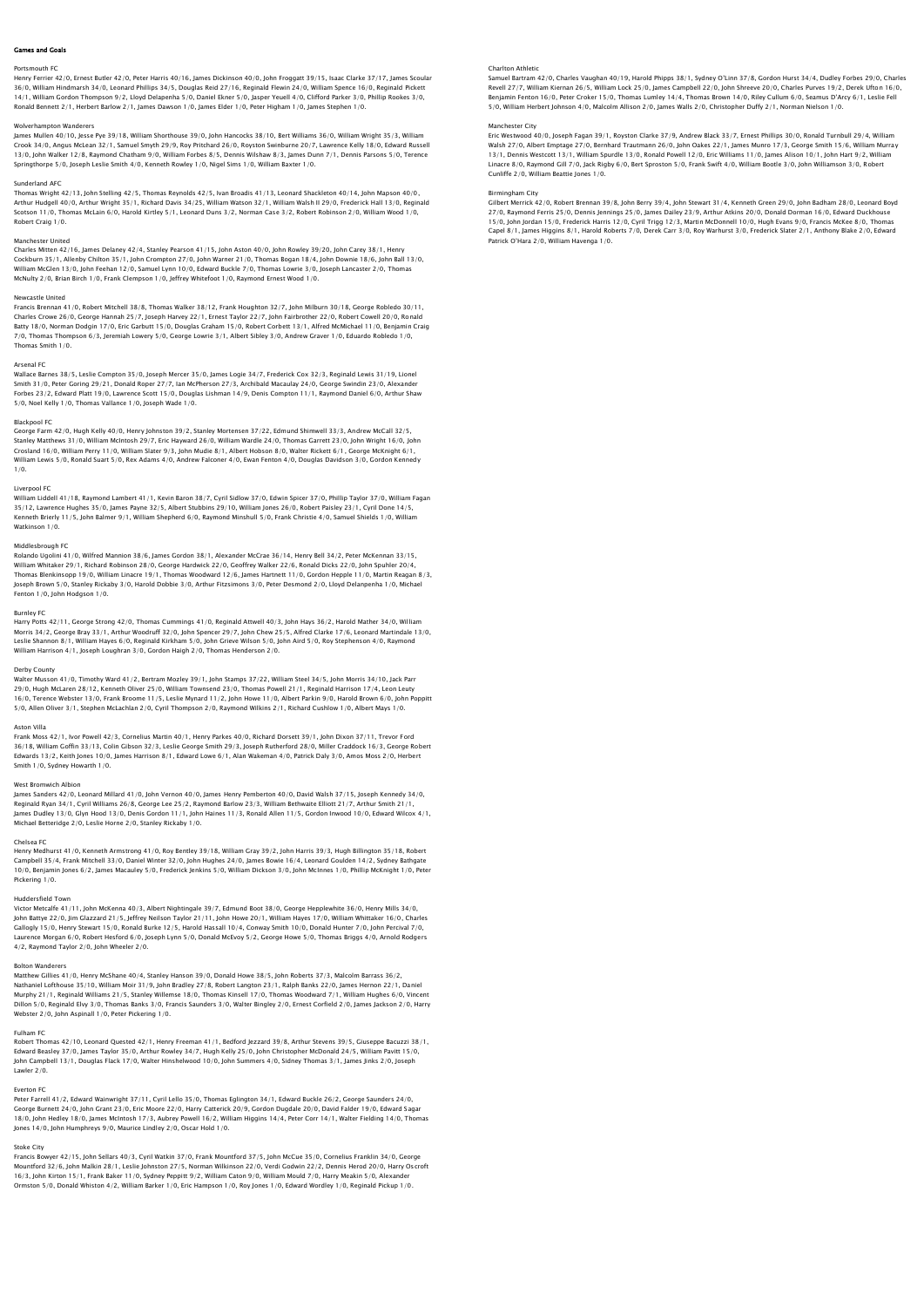# Games and Goals

### Portsmouth FC

Henry Ferrier 42/0, Ernest Butler 42/0, Peter Harris 40/16, James Dickinson 40/0, John Froggatt 39/15, Isaac Clarke 37/17, James Scoular 36/0, William Hindmarsh 34/0, Leonard Phillips 34/5, Douglas Reid 27/16, Reginald Flewin 24/0, William Spence 16/0, Reginald Pickett 14/1, William Gordon Thompson 9/2, Lloyd Delapenha 5/0, Daniel Ekner 5/0, Jasper Yeuell 4/0, Clifford Parker 3/0, Phillip Rookes 3/0, Ronald Bennett 2/1, Herbert Barlow 2/1, James Dawson 1/0, James Elder 1/0, Peter Higham 1/0, James Stephen 1/0.

### Wolverhampton Wanderers

James Mullen 40/10, Jesse Pye 39/18, William Shorthouse 39/0, John Hancocks 38/10, Bert Williams 36/0, William Wright 35/3, William Crook 34/0, Angus McLean 32/1, Samuel Smyth 29/9, Roy Pritchard 26/0, Royston Swinburne 20/7, Lawrence Kelly 18/0, Edward Russell 13/0, John Walker 12/8, Raymond Chatham 9/0, William Forbes 8/5, Dennis Wilshaw 8/3, James Dunn 7/1, Dennis Parsons 5/0, Terence Springthorpe 5/0, Joseph Leslie Smith 4/0, Kenneth Rowley 1/0, Nigel Sims 1/0, William Baxter 1/0.

### Sunderland AFC

Thomas Wright 42/13, John Stelling 42/5, Thomas Reynolds 42/5, Ivan Broadis 41/13, Leonard Shackleton 40/14, John Mapson 40/0, Arthur Hudgell 40/0, Arthur Wright 35/1, Richard Davis 34/25, William Watson 32/1, William Walsh II 29/0, Frederick Hall 13/0, Reginald Scotson 11/0, Thomas McLain 6/0, Harold Kirtley 5/1, Leonard Duns 3/2, Norman Case 3/2, Robert Robinson 2/0, William Wood 1/0, Robert Craig 1/0.

### Manchester United

Charles Mitten 42/16, James Delaney 42/4, Stanley Pearson 41/15, John Aston 40/0, John Rowley 39/20, John Carey 38/1, Henry Cockburn 35/1, Allenby Chilton 35/1, John Crompton 27/0, John Warner 21/0, Thomas Bogan 18/4, John Downie 18/6, John Ball 13/0, William McGlen 13/0, John Feehan 12/0, Samuel Lynn 10/0, Edward Buckle 7/0, Thomas Lowrie 3/0, Joseph Lancaster 2/0, Thomas McNulty 2/0, Brian Birch 1/0, Frank Clempson 1/0, Jeffrey Whitefoot 1/0, Raymond Ernest Wood 1/0.

### Newcastle United

Francis Brennan 41/0, Robert Mitchell 38/8, Thomas Walker 38/12, Frank Houghton 32/7, John Milburn 30/18, George Robledo 30/11, Charles Crowe 26/0, George Hannah 25/7, Joseph Harvey 22/1, Ernest Taylor 22/7, John Fairbrother 22/0, Robert Cowell 20/0, Ronald Batty 18/0, Norman Dodgin 17/0, Eric Garbutt 15/0, Douglas Graham 15/0, Robert Corbett 13/1, Alfred McMichael 11/0, Benjamin Craig 7/0, Thomas Thompson 6/3, Jeremiah Lowery 5/0, George Lowrie 3/1, Albert Sibley 3/0, Andrew Graver 1/0, Eduardo Robledo 1/0, Thomas Smith 1/0.

### Arsenal FC

Wallace Barnes 38/5, Leslie Compton 35/0, Joseph Mercer 35/0, James Logie 34/7, Frederick Cox 32/3, Reginald Lewis 31/19, Lionel Smith 31/0, Peter Goring 29/21, Donald Roper 27/7, Ian McPherson 27/3, Archibald Macaulay 24/0, George Swindin 23/0, Alexander Forbes 23/2, Edward Platt 19/0, Lawrence Scott 15/0, Douglas Lishman 14/9, Denis Compton 11/1, Raymond Daniel 6/0, Arthur Shaw 5/0, Noel Kelly 1/0, Thomas Vallance 1/0, Joseph Wade 1/0.

### Blackpool FC

George Farm 42/0, Hugh Kelly 40/0, Henry Johnston 39/2, Stanley Mortensen 37/22, Edmund Shimwell 33/3, Andrew McCall 32/5, Stanley Matthews 31/0, William McIntosh 29/7, Eric Hayward 26/0, William Wardle 24/0, Thomas Garrett 23/0, John Wright 16/0, John Crosland 16/0, William Perry 11/0, William Slater 9/3, John Mudie 8/1, Albert Hobson 8/0, Walter Rickett 6/1, George McKnight 6/1, William Lewis 5/0, Ronald Suart 5/0, Rex Adams 4/0, Andrew Falconer 4/0, Ewan Fenton 4/0, Douglas Davidson 3/0, Gordon Kennedy 1/0.

### Liverpool FC

William Liddell 41/18, Raymond Lambert 41/1, Kevin Baron 38/7, Cyril Sidlow 37/0, Edwin Spicer 37/0, Phillip Taylor 37/0, William Fagan 35/12, Lawrence Hughes 35/0, James Payne 32/5, Albert Stubbins 29/10, William Jones 26/0, Robert Paisley 23/1, Cyril Done 14/5, Kenneth Brierly 11/5, John Balmer 9/1, William Shepherd 6/0, Raymond Minshull 5/0, Frank Christie 4/0, Samuel Shields 1/0, William Watkinson 1/0.

### Middlesbrough FC

Rolando Ugolini 41/0, Wilfred Mannion 38/6, James Gordon 38/1, Alexander McCrae 36/14, Henry Bell 34/2, Peter McKennan 33/15, William Whitaker 29/1, Richard Robinson 28/0, George Hardwick 22/0, Geoffrey Walker 22/6, Ronald Dicks 22/0, John Spuhler 20/4, Thomas Blenkinsopp 19/0, William Linacre 19/1, Thomas Woodward 12/6, James Hartnett 11/0, Gordon Hepple 11/0, Martin Reagan 8/3, Joseph Brown 5/0, Stanley Rickaby 3/0, Harold Dobbie 3/0, Arthur Fitzsimons 3/0, Peter Desmond 2/0, Lloyd Delapenha 1/0, Michael Fenton 1/0, John Hodgson 1/0.

### Burnley FC

Harry Potts 42/11, George Strong 42/0, Thomas Cummings 41/0, Reginald Attwell 40/3, John Hays 36/2, Harold Mather 34/0, William Morris 34/2, George Bray 33/1, Arthur Woodruff 32/0, John Spencer 29/7, John Chew 25/5, Alfred Clarke 17/6, Leonard Martindale 13/0, Leslie Shannon 8/1, William Hayes 6/0, Reginald Kirkham 5/0, John Grieve Wilson 5/0, John Aird 5/0, Roy Stephenson 4/0, Raymond William Harrison 4/1, Joseph Loughran 3/0, Gordon Haigh 2/0, Thomas Henderson 2/0.

### Derby County

Walter Musson 41/0, Timothy Ward 41/2, Bertram Mozley 39/1, John Stamps 37/22, William Steel 34/5, John Morris 34/10, Jack Parr 29/0, Hugh McLaren 28/12, Kenneth Oliver 25/0, William Townsend 23/0, Thomas Powell 21/1, Reginald Harrison 17/4, Leon Leuty 16/0, Terence Webster 13/0, Frank Broome 11/5, Leslie Mynard 11/2, John Howe 11/0, Albert Parkin 9/0, Harold Brown 6/0, John Poppitt 5/0, Allen Oliver 3/1, Stephen McLachlan 2/0, Cyril Thompson 2/0, Raymond Wilkins 2/1, Richard Cushlow 1/0, Albert Mays 1/0.

### Aston Villa

Frank Moss 42/1, Ivor Powell 42/3, Cornelius Martin 40/1, Henry Parkes 40/0, Richard Dorsett 39/1, John Dixon 37/11, Trevor Ford 36/18, William Goffin 33/13, Colin Gibson 32/3, Leslie George Smith 29/3, Joseph Rutherford 28/0, Miller Craddock 16/3, George Robert Edwards 13/2, Keith Jones 10/0, James Harrison 8/1, Edward Lowe 6/1, Alan Wakeman 4/0, Patrick Daly 3/0, Amos Moss 2/0, Herbert Smith 1/0, Sydney Howarth 1/0.

### West Bromwich Albion

James Sanders 42/0, Leonard Millard 41/0, John Vernon 40/0, James Henry Pemberton 40/0, David Walsh 37/15, Joseph Kennedy 34/0, Reginald Ryan 34/1, Cyril Williams 26/8, George Lee 25/2, Raymond Barlow 23/3, William Bethwaite Elliott 21/7, Arthur Smith 21/1, James Dudley 13/0, Glyn Hood 13/0, Denis Gordon 11/1, John Haines 11/3, Ronald Allen 11/5, Gordon Inwood 10/0, Edward Wilcox 4/1, Michael Betteridge 2/0, Leslie Horne 2/0, Stanley Rickaby 1/0.

### Chelsea FC

Henry Medhurst 41/0, Kenneth Armstrong 41/0, Roy Bentley 39/18, William Gray 39/2, John Harris 39/3, Hugh Billington 35/18, Robert Campbell 35/4, Frank Mitchell 33/0, Daniel Winter 32/0, John Hughes 24/0, James Bowie 16/4, Leonard Goulden 14/2, Sydney Bathgate 10/0, Benjamin Jones 6/2, James Macauley 5/0, Frederick Jenkins 5/0, William Dickson 3/0, John McInnes 1/0, Phillip McKnight 1/0, Peter Pickering 1/0.

### Huddersfield Town

Victor Metcalfe 41/11, John McKenna 40/3, Albert Nightingale 39/7, Edmund Boot 38/0, George Hepplewhite 36/0, Henry Mills 34/0, John Battye 22/0, Jim Glazzard 21/5, Jeffrey Neilson Taylor 21/11, John Howe 20/1, William Hayes 17/0, William Whittaker 16/0, Charles Gallogly 15/0, Henry Stewart 15/0, Ronald Burke 12/5, Harold Hassall 10/4, Conway Smith 10/0, Donald Hunter 7/0, John Percival 7/0, Laurence Morgan 6/0, Robert Hesford 6/0, Joseph Lynn 5/0, Donald McEvoy 5/2, George Howe 5/0, Thomas Briggs 4/0, Arnold Rodgers 4/2, Raymond Taylor 2/0, John Wheeler 2/0.

### Bolton Wanderers

Matthew Gillies 41/0, Henry McShane 40/4, Stanley Hanson 39/0, Donald Howe 38/5, John Roberts 37/3, Malcolm Barrass 36/2, Nathaniel Lofthouse 35/10, William Moir 31/9, John Bradley 27/8, Robert Langton 23/1, Ralph Banks 22/0, James Hernon 22/1, Daniel Murphy 21/1, Reginald Williams 21/5, Stanley Willemse 18/0, Thomas Kinsell 17/0, Thomas Woodward 7/1, William Hughes 6/0, Vincent Dillon 5/0, Reginald Elvy 3/0, Thomas Banks 3/0, Francis Saunders 3/0, Walter Bingley 2/0, Ernest Corfield 2/0, James Jackson 2/0, Harry Webster 2/0, John Aspinall 1/0, Peter Pickering 1/0.

### Fulham FC

Robert Thomas 42/10, Leonard Quested 42/1, Henry Freeman 41/1, Bedford Jezzard 39/8, Arthur Stevens 39/5, Giuseppe Bacuzzi 38/1, Edward Beasley 37/0, James Taylor 35/0, Arthur Rowley 34/7, Hugh Kelly 25/0, John Christopher McDonald 24/5, William Pavitt 15/0, John Campbell 13/1, Douglas Flack 17/0, Walter Hinshelwood 10/0, John Summers 4/0, Sidney Thomas 3/1, James Jinks 2/0, Joseph Lawler 2/0.

### Everton FC

Peter Farrell 41/2, Edward Wainwright 37/11, Cyril Lello 35/0, Thomas Eglington 34/1, Edward Buckle 26/2, George Saunders 24/0, George Burnett 24/0, John Grant 23/0, Eric Moore 22/0, Harry Catterick 20/9, Gordon Dugdale 20/0, David Falder 19/0, Edward Sagar 18/0, John Hedley 18/0, James McIntosh 17/3, Aubrey Powell 16/2, William Higgins 14/4, Peter Corr 14/1, Walter Fielding 14/0, Thomas Jones 14/0, John Humphreys 9/0, Maurice Lindley 2/0, Oscar Hold 1/0.

### Stoke City

Francis Bowyer 42/15, John Sellars 40/3, Cyril Watkin 37/0, Frank Mountford 37/5, John McCue 35/0, Cornelius Franklin 34/0, George Mountford 32/6, John Malkin 28/1, Leslie Johnston 27/5, Norman Wilkinson 22/0, Verdi Godwin 22/2, Dennis Herod 20/0, Harry Oscroft 16/3, John Kirton 15/1, Frank Baker 11/0, Sydney Peppitt 9/2, William Caton 9/0, William Mould 7/0, Harry Meakin 5/0, Alexander Ormston 5/0, Donald Whiston 4/2, William Barker 1/0, Eric Hampson 1/0, Roy Jones 1/0, Edward Wordley 1/0, Reginald Pickup 1/0.

### Charlton Athletic

Samuel Bartram 42/0, Charles Vaughan 40/19, Harold Phipps 38/1, Sydney O'Linn 37/8, Gordon Hurst 34/4, Dudley Forbes 29/0, Charles Revell 27/7, William Kiernan 26/5, William Lock 25/0, James Campbell 22/0, John Shreeve 20/0, Charles Purves 19/2, Derek Ufton 16/0, Benjamin Fenton 16/0, Peter Croker 15/0, Thomas Lumley 14/4, Thomas Brown 14/0, Riley Cullum 6/0, Seamus D'Arcy 6/1, Leslie Fell 5/0, William Herbert Johnson 4/0, Malcolm Allison 2/0, James Walls 2/0, Christopher Duffy 2/1, Norman Nielson 1/0.

### Manchester City

Eric Westwood 40/0, Joseph Fagan 39/1, Royston Clarke 37/9, Andrew Black 33/7, Ernest Phillips 30/0, Ronald Turnbull 29/4, William Walsh 27/0, Albert Emptage 27/0, Bernhard Trautmann 26/0, John Oakes 22/1, James Munro 17/3, George Smith 15/6, William Murray 13/1, Dennis Westcott 13/1, William Spurdle 13/0, Ronald Powell 12/0, Eric Williams 11/0, James Alison 10/1, John Hart 9/2, William Linacre 8/0, Raymond Gill 7/0, Jack Rigby 6/0, Bert Sproston 5/0, Frank Swift 4/0, William Bootle 3/0, John Williamson 3/0, Robert Cunliffe 2/0, William Beattie Jones 1/0.

### Birmingham City

Gilbert Merrick 42/0, Robert Brennan 39/8, John Berry 39/4, John Stewart 31/4, Kenneth Green 29/0, John Badham 28/0, Leonard Boyd 27/0, Raymond Ferris 25/0, Dennis Jennings 25/0, James Dailey 23/9, Arthur Atkins 20/0, Donald Dorman 16/0, Edward Duckhouse 15/0, John Jordan 15/0, Frederick Harris 12/0, Cyril Trigg 12/3, Martin McDonnell 10/0, Hugh Evans 9/0, Francis McKee 8/0, Thomas Capel 8/1, James Higgins 8/1, Harold Roberts 7/0, Derek Carr 3/0, Roy Warhurst 3/0, Frederick Slater 2/1, Anthony Blake 2/0, Edward Patrick O'Hara 2/0, William Havenga 1/0.